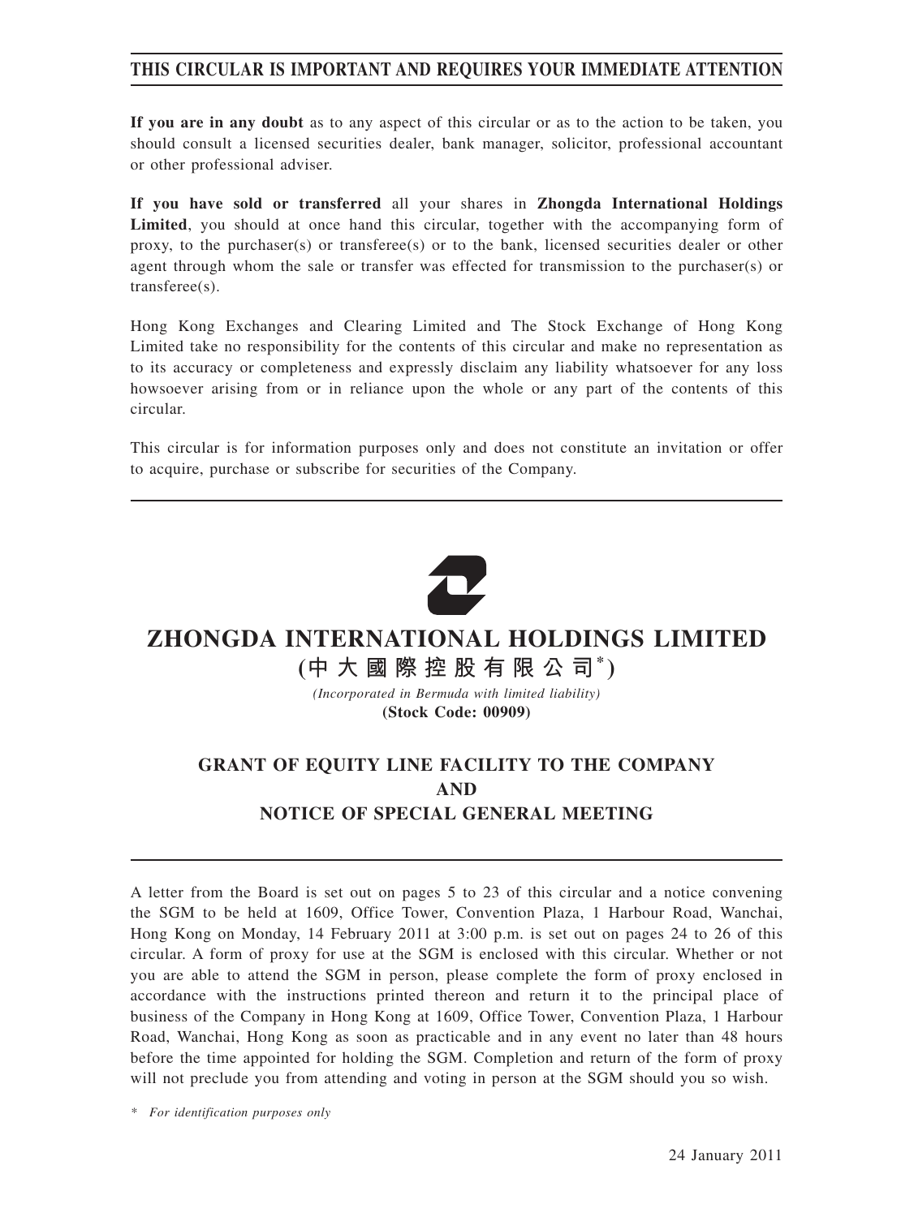**THIS CIRCULAR IS IMPORTANT AND REQUIRES YOUR IMMEDIATE ATTENTION**

**If you are in any doubt** as to any aspect of this circular or as to the action to be taken, you should consult a licensed securities dealer, bank manager, solicitor, professional accountant or other professional adviser.

**If you have sold or transferred** all your shares in **Zhongda International Holdings Limited**, you should at once hand this circular, together with the accompanying form of proxy, to the purchaser(s) or transferee(s) or to the bank, licensed securities dealer or other agent through whom the sale or transfer was effected for transmission to the purchaser(s) or transferee(s).

Hong Kong Exchanges and Clearing Limited and The Stock Exchange of Hong Kong Limited take no responsibility for the contents of this circular and make no representation as to its accuracy or completeness and expressly disclaim any liability whatsoever for any loss howsoever arising from or in reliance upon the whole or any part of the contents of this circular.

This circular is for information purposes only and does not constitute an invitation or offer to acquire, purchase or subscribe for securities of the Company.

# ZHONGDA INTERNATIONAL HOLDINGS LIMITED

**(中大國際控股有限公司*)**

*(Incorporated in Bermuda with limited liability)*

**(Stock Code: 00909)**

## GRANT OF EQUITY LINE FACILITY TO THE COMPANY AND NOTICE OF SPECIAL GENERAL MEETING

A letter from the Board is set out on pages 5 to 23 of this circular and a notice convening the SGM to be held at 1609, Office Tower, Convention Plaza, 1 Harbour Road, Wanchai, Hong Kong on Monday, 14 February 2011 at 3:00 p.m. is set out on pages 24 to 26 of this circular. A form of proxy for use at the SGM is enclosed with this circular. Whether or not you are able to attend the SGM in person, please complete the form of proxy enclosed in accordance with the instructions printed thereon and return it to the principal place of business of the Company in Hong Kong at 1609, Office Tower, Convention Plaza, 1 Harbour Road, Wanchai, Hong Kong as soon as practicable and in any event no later than 48 hours before the time appointed for holding the SGM. Completion and return of the form of proxy will not preclude you from attending and voting in person at the SGM should you so wish.

\* *For identification purposes only*

24 January 2011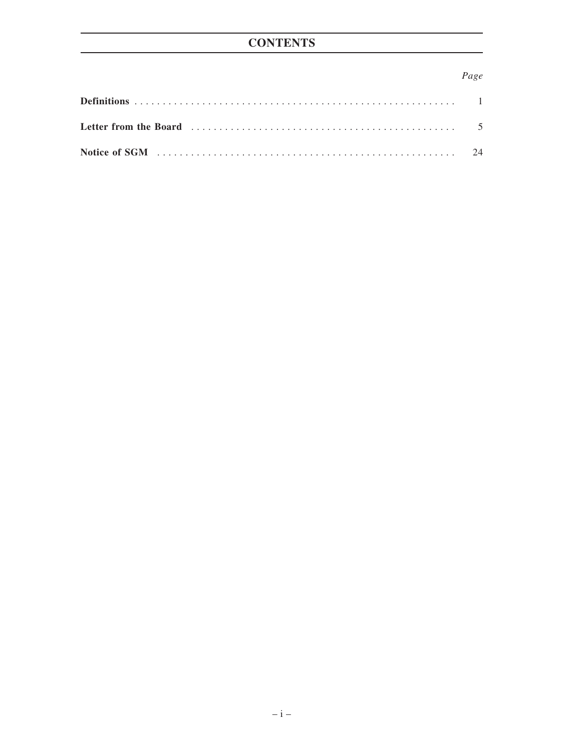# CONTENTS

| | Page |
|---|---|
| **Definitions** | 1 |
| **Letter from the Board** | 5 |
| **Notice of SGM** | 24 |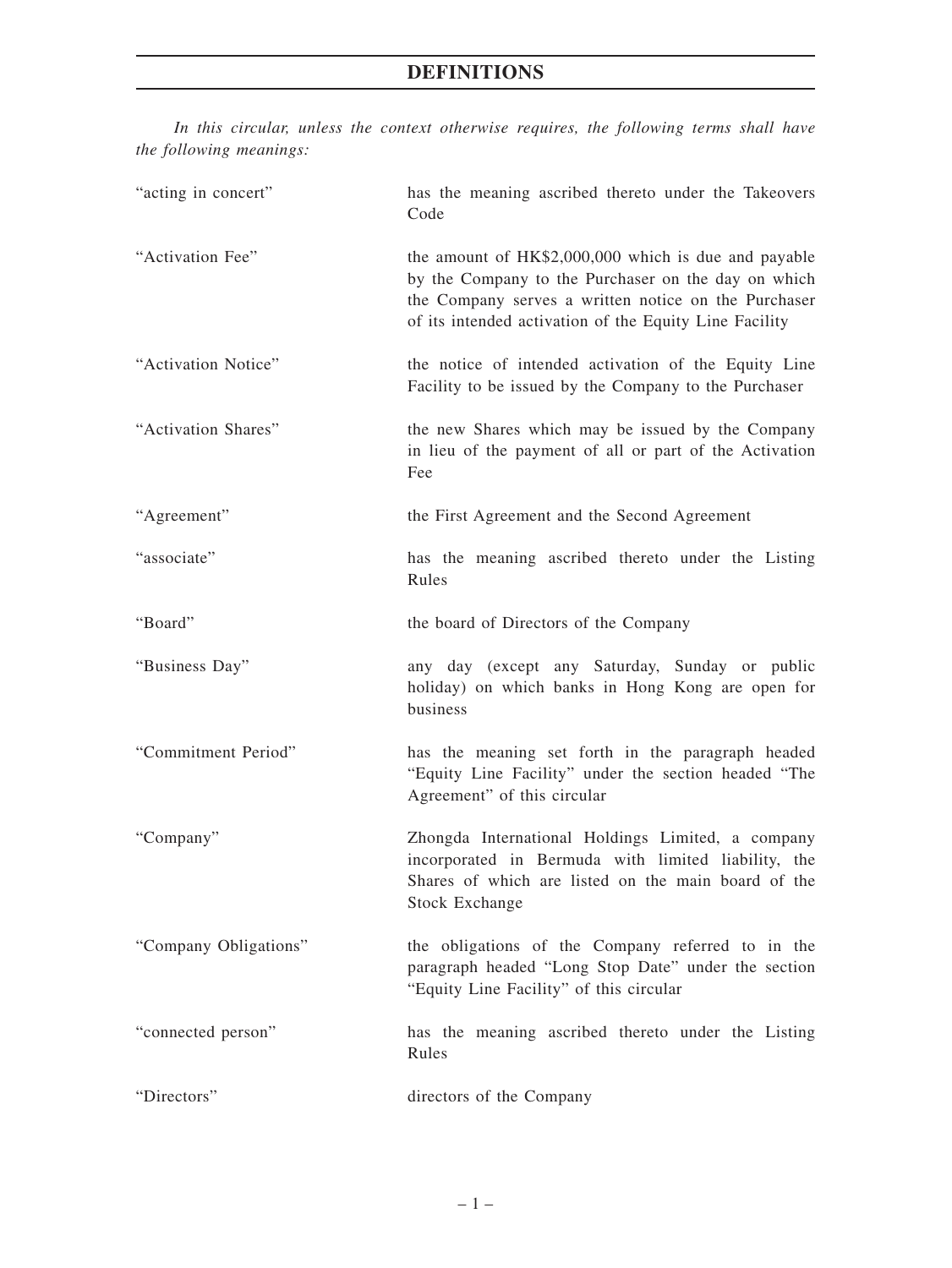# DEFINITIONS

*In this circular, unless the context otherwise requires, the following terms shall have the following meanings:*

| | |
|---|---|
| "acting in concert" | has the meaning ascribed thereto under the Takeovers Code |
| "Activation Fee" | the amount of HK$2,000,000 which is due and payable by the Company to the Purchaser on the day on which the Company serves a written notice on the Purchaser of its intended activation of the Equity Line Facility |
| "Activation Notice" | the notice of intended activation of the Equity Line Facility to be issued by the Company to the Purchaser |
| "Activation Shares" | the new Shares which may be issued by the Company in lieu of the payment of all or part of the Activation Fee |
| "Agreement" | the First Agreement and the Second Agreement |
| "associate" | has the meaning ascribed thereto under the Listing Rules |
| "Board" | the board of Directors of the Company |
| "Business Day" | any day (except any Saturday, Sunday or public holiday) on which banks in Hong Kong are open for business |
| "Commitment Period" | has the meaning set forth in the paragraph headed "Equity Line Facility" under the section headed "The Agreement" of this circular |
| "Company" | Zhongda International Holdings Limited, a company incorporated in Bermuda with limited liability, the Shares of which are listed on the main board of the Stock Exchange |
| "Company Obligations" | the obligations of the Company referred to in the paragraph headed "Long Stop Date" under the section "Equity Line Facility" of this circular |
| "connected person" | has the meaning ascribed thereto under the Listing Rules |
| "Directors" | directors of the Company |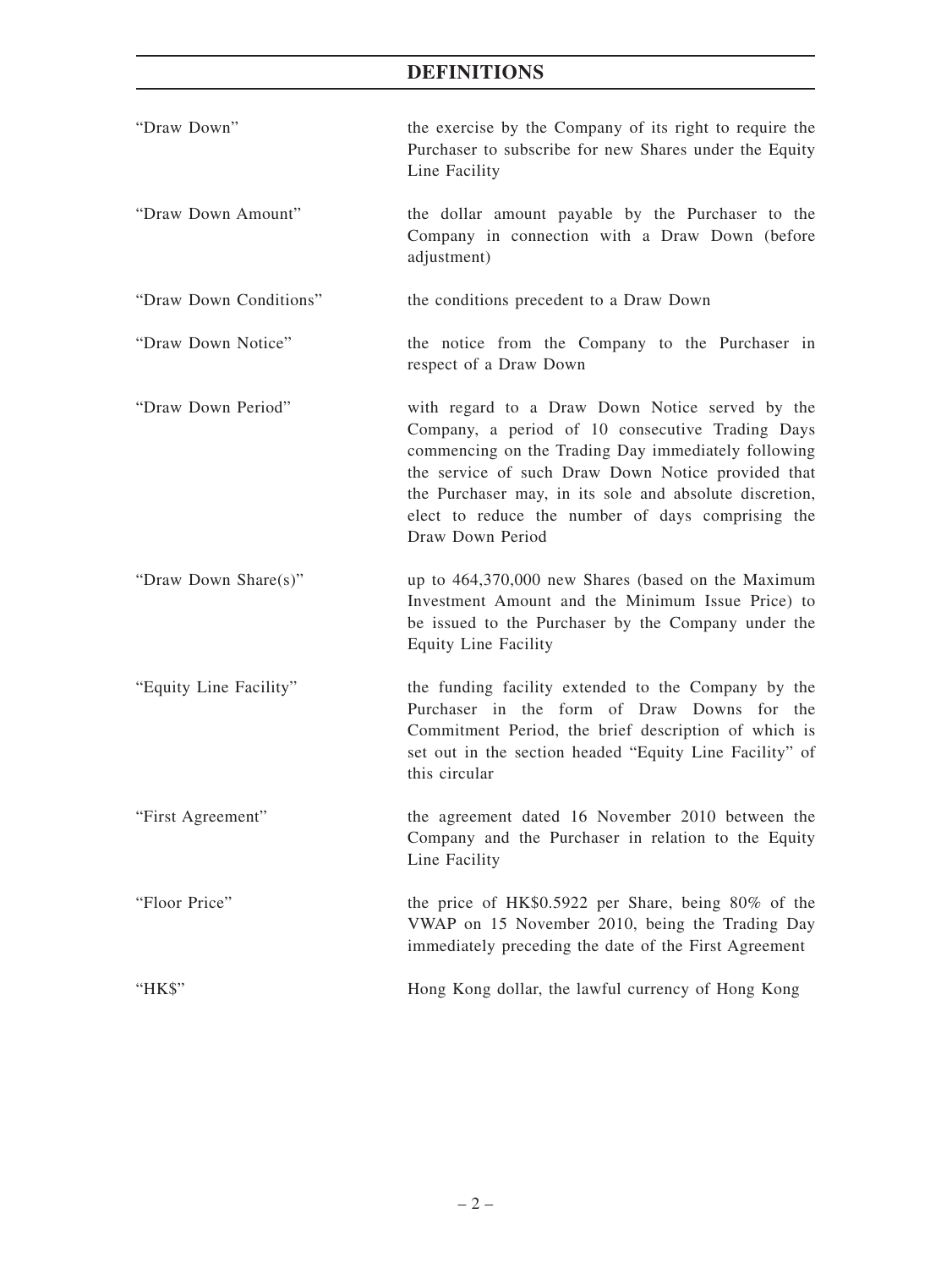# DEFINITIONS

| | |
|---|---|
| "Draw Down" | the exercise by the Company of its right to require the Purchaser to subscribe for new Shares under the Equity Line Facility |
| "Draw Down Amount" | the dollar amount payable by the Purchaser to the Company in connection with a Draw Down (before adjustment) |
| "Draw Down Conditions" | the conditions precedent to a Draw Down |
| "Draw Down Notice" | the notice from the Company to the Purchaser in respect of a Draw Down |
| "Draw Down Period" | with regard to a Draw Down Notice served by the Company, a period of 10 consecutive Trading Days commencing on the Trading Day immediately following the service of such Draw Down Notice provided that the Purchaser may, in its sole and absolute discretion, elect to reduce the number of days comprising the Draw Down Period |
| "Draw Down Share(s)" | up to 464,370,000 new Shares (based on the Maximum Investment Amount and the Minimum Issue Price) to be issued to the Purchaser by the Company under the Equity Line Facility |
| "Equity Line Facility" | the funding facility extended to the Company by the Purchaser in the form of Draw Downs for the Commitment Period, the brief description of which is set out in the section headed "Equity Line Facility" of this circular |
| "First Agreement" | the agreement dated 16 November 2010 between the Company and the Purchaser in relation to the Equity Line Facility |
| "Floor Price" | the price of HK$0.5922 per Share, being 80% of the VWAP on 15 November 2010, being the Trading Day immediately preceding the date of the First Agreement |
| "HK$" | Hong Kong dollar, the lawful currency of Hong Kong |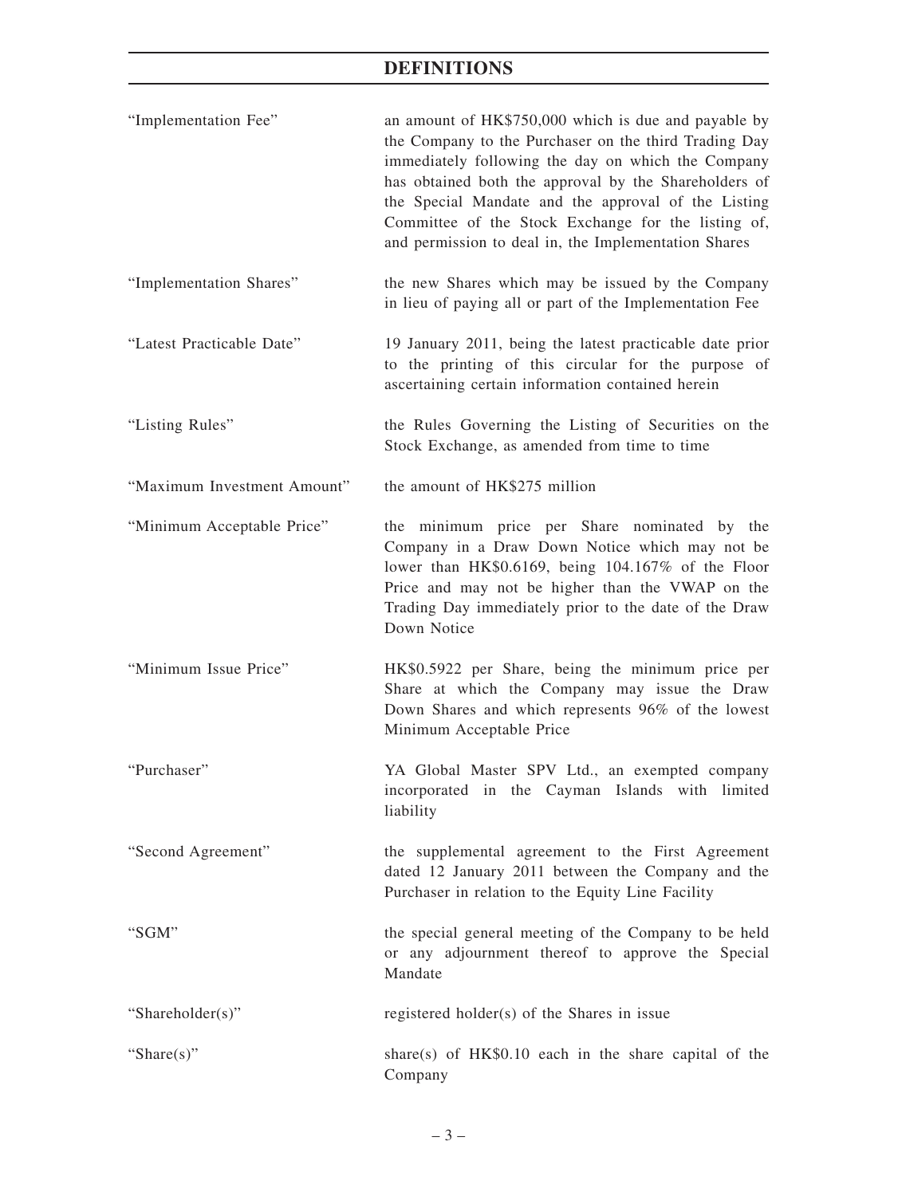## DEFINITIONS

| | |
|---|---|
| "Implementation Fee" | an amount of HK$750,000 which is due and payable by the Company to the Purchaser on the third Trading Day immediately following the day on which the Company has obtained both the approval by the Shareholders of the Special Mandate and the approval of the Listing Committee of the Stock Exchange for the listing of, and permission to deal in, the Implementation Shares |
| "Implementation Shares" | the new Shares which may be issued by the Company in lieu of paying all or part of the Implementation Fee |
| "Latest Practicable Date" | 19 January 2011, being the latest practicable date prior to the printing of this circular for the purpose of ascertaining certain information contained herein |
| "Listing Rules" | the Rules Governing the Listing of Securities on the Stock Exchange, as amended from time to time |
| "Maximum Investment Amount" | the amount of HK$275 million |
| "Minimum Acceptable Price" | the minimum price per Share nominated by the Company in a Draw Down Notice which may not be lower than HK$0.6169, being 104.167% of the Floor Price and may not be higher than the VWAP on the Trading Day immediately prior to the date of the Draw Down Notice |
| "Minimum Issue Price" | HK$0.5922 per Share, being the minimum price per Share at which the Company may issue the Draw Down Shares and which represents 96% of the lowest Minimum Acceptable Price |
| "Purchaser" | YA Global Master SPV Ltd., an exempted company incorporated in the Cayman Islands with limited liability |
| "Second Agreement" | the supplemental agreement to the First Agreement dated 12 January 2011 between the Company and the Purchaser in relation to the Equity Line Facility |
| "SGM" | the special general meeting of the Company to be held or any adjournment thereof to approve the Special Mandate |
| "Shareholder(s)" | registered holder(s) of the Shares in issue |
| "Share(s)" | share(s) of HK$0.10 each in the share capital of the Company |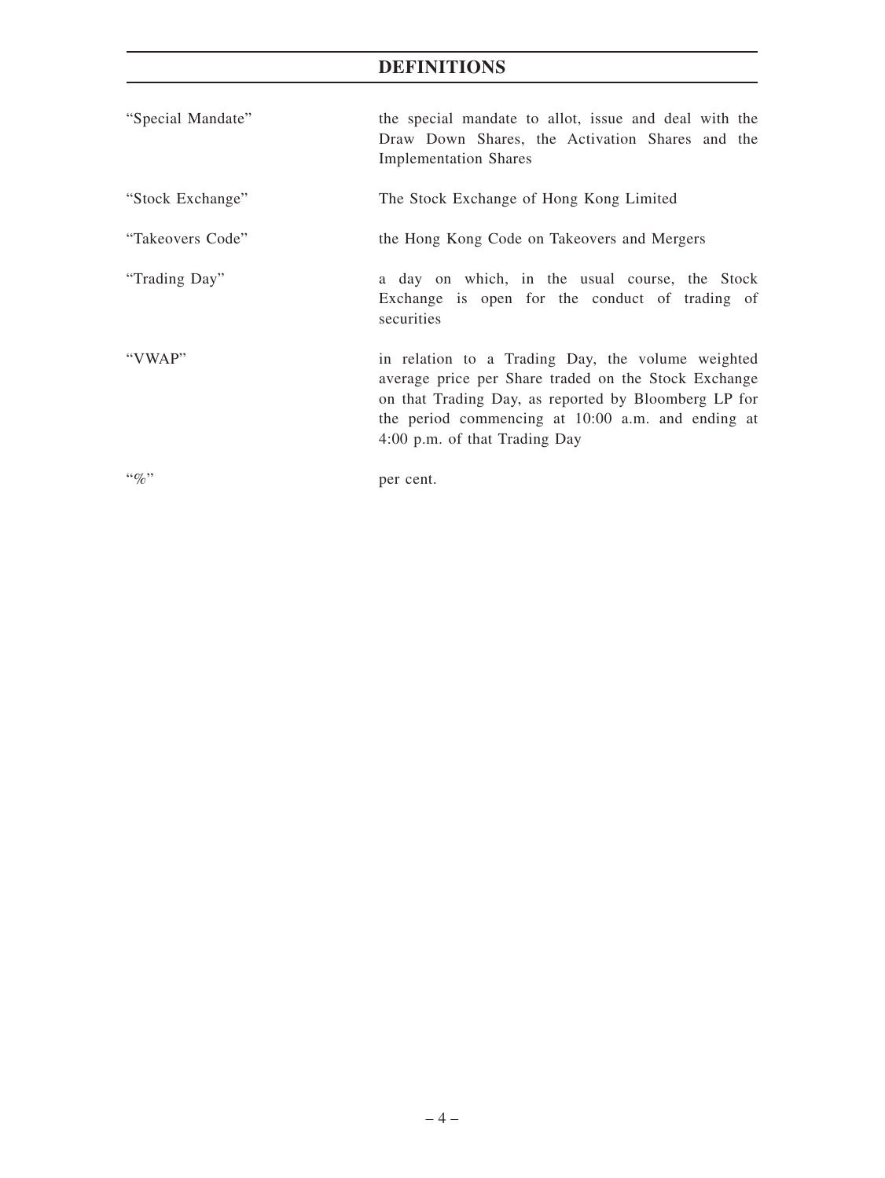# DEFINITIONS

| | |
|---|---|
| "Special Mandate" | the special mandate to allot, issue and deal with the Draw Down Shares, the Activation Shares and the Implementation Shares |
| "Stock Exchange" | The Stock Exchange of Hong Kong Limited |
| "Takeovers Code" | the Hong Kong Code on Takeovers and Mergers |
| "Trading Day" | a day on which, in the usual course, the Stock Exchange is open for the conduct of trading of securities |
| "VWAP" | in relation to a Trading Day, the volume weighted average price per Share traded on the Stock Exchange on that Trading Day, as reported by Bloomberg LP for the period commencing at 10:00 a.m. and ending at 4:00 p.m. of that Trading Day |
| "%" | per cent. |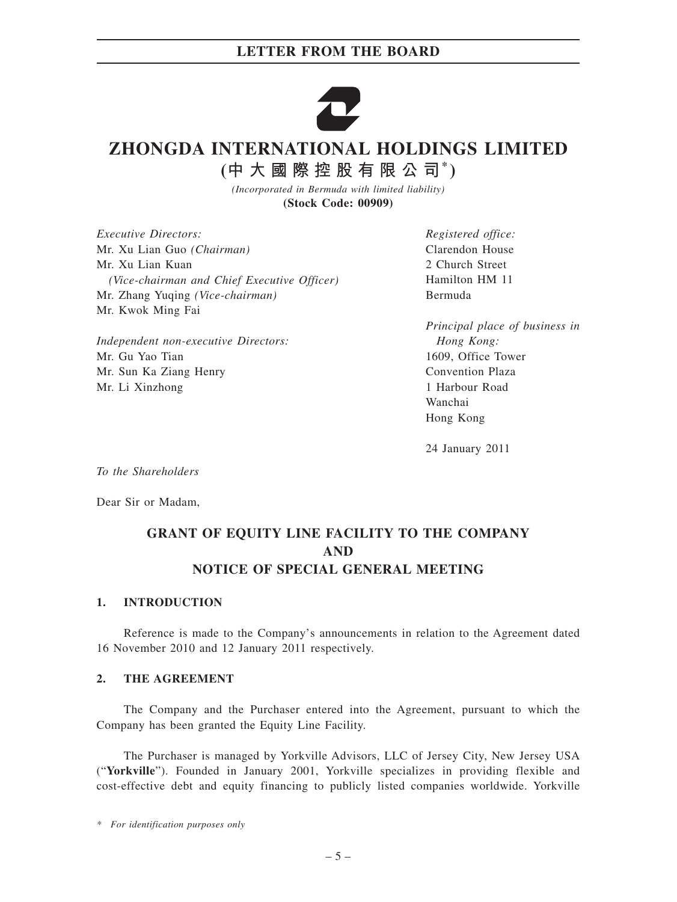# ZHONGDA INTERNATIONAL HOLDINGS LIMITED

**(中大國際控股有限公司*)**

*(Incorporated in Bermuda with limited liability)*

**(Stock Code: 00909)**

*Executive Directors:*
Mr. Xu Lian Guo *(Chairman)*
Mr. Xu Lian Kuan
*(Vice-chairman and Chief Executive Officer)*
Mr. Zhang Yuqing *(Vice-chairman)*
Mr. Kwok Ming Fai

*Independent non-executive Directors:*
Mr. Gu Yao Tian
Mr. Sun Ka Ziang Henry
Mr. Li Xinzhong

*Registered office:*
Clarendon House
2 Church Street
Hamilton HM 11
Bermuda

*Principal place of business in Hong Kong:*
1609, Office Tower
Convention Plaza
1 Harbour Road
Wanchai
Hong Kong

24 January 2011

*To the Shareholders*

Dear Sir or Madam,

## GRANT OF EQUITY LINE FACILITY TO THE COMPANY AND NOTICE OF SPECIAL GENERAL MEETING

### 1. INTRODUCTION

Reference is made to the Company's announcements in relation to the Agreement dated 16 November 2010 and 12 January 2011 respectively.

### 2. THE AGREEMENT

The Company and the Purchaser entered into the Agreement, pursuant to which the Company has been granted the Equity Line Facility.

The Purchaser is managed by Yorkville Advisors, LLC of Jersey City, New Jersey USA ("**Yorkville**"). Founded in January 2001, Yorkville specializes in providing flexible and cost-effective debt and equity financing to publicly listed companies worldwide. Yorkville

\* *For identification purposes only*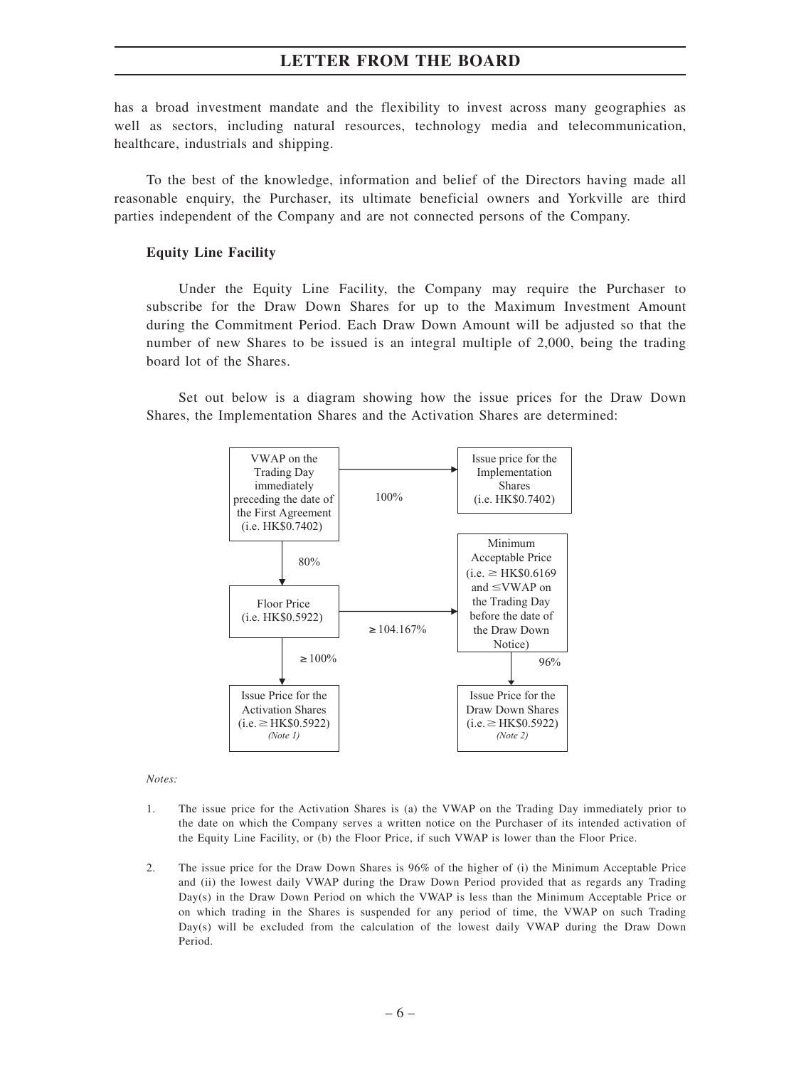has a broad investment mandate and the flexibility to invest across many geographies as well as sectors, including natural resources, technology media and telecommunication, healthcare, industrials and shipping.

To the best of the knowledge, information and belief of the Directors having made all reasonable enquiry, the Purchaser, its ultimate beneficial owners and Yorkville are third parties independent of the Company and are not connected persons of the Company.

**Equity Line Facility**

Under the Equity Line Facility, the Company may require the Purchaser to subscribe for the Draw Down Shares for up to the Maximum Investment Amount during the Commitment Period. Each Draw Down Amount will be adjusted so that the number of new Shares to be issued is an integral multiple of 2,000, being the trading board lot of the Shares.

Set out below is a diagram showing how the issue prices for the Draw Down Shares, the Implementation Shares and the Activation Shares are determined:

- VWAP on the Trading Day immediately preceding the date of the First Agreement (i.e. HK$0.7402)
  - → 100% → Issue price for the Implementation Shares (i.e. HK$0.7402)
  - → 80% → Floor Price (i.e. HK$0.5922)
    - → ≥100% → Issue Price for the Activation Shares (i.e. ≥ HK$0.5922) *(Note 1)*
    - → ≥104.167% → Minimum Acceptable Price (i.e. ≥ HK$0.6169 and ≤VWAP on the Trading Day before the date of the Draw Down Notice)
      - → 96% → Issue Price for the Draw Down Shares (i.e. ≥ HK$0.5922) *(Note 2)*

*Notes:*

1. The issue price for the Activation Shares is (a) the VWAP on the Trading Day immediately prior to the date on which the Company serves a written notice on the Purchaser of its intended activation of the Equity Line Facility, or (b) the Floor Price, if such VWAP is lower than the Floor Price.

2. The issue price for the Draw Down Shares is 96% of the higher of (i) the Minimum Acceptable Price and (ii) the lowest daily VWAP during the Draw Down Period provided that as regards any Trading Day(s) in the Draw Down Period on which the VWAP is less than the Minimum Acceptable Price or on which trading in the Shares is suspended for any period of time, the VWAP on such Trading Day(s) will be excluded from the calculation of the lowest daily VWAP during the Draw Down Period.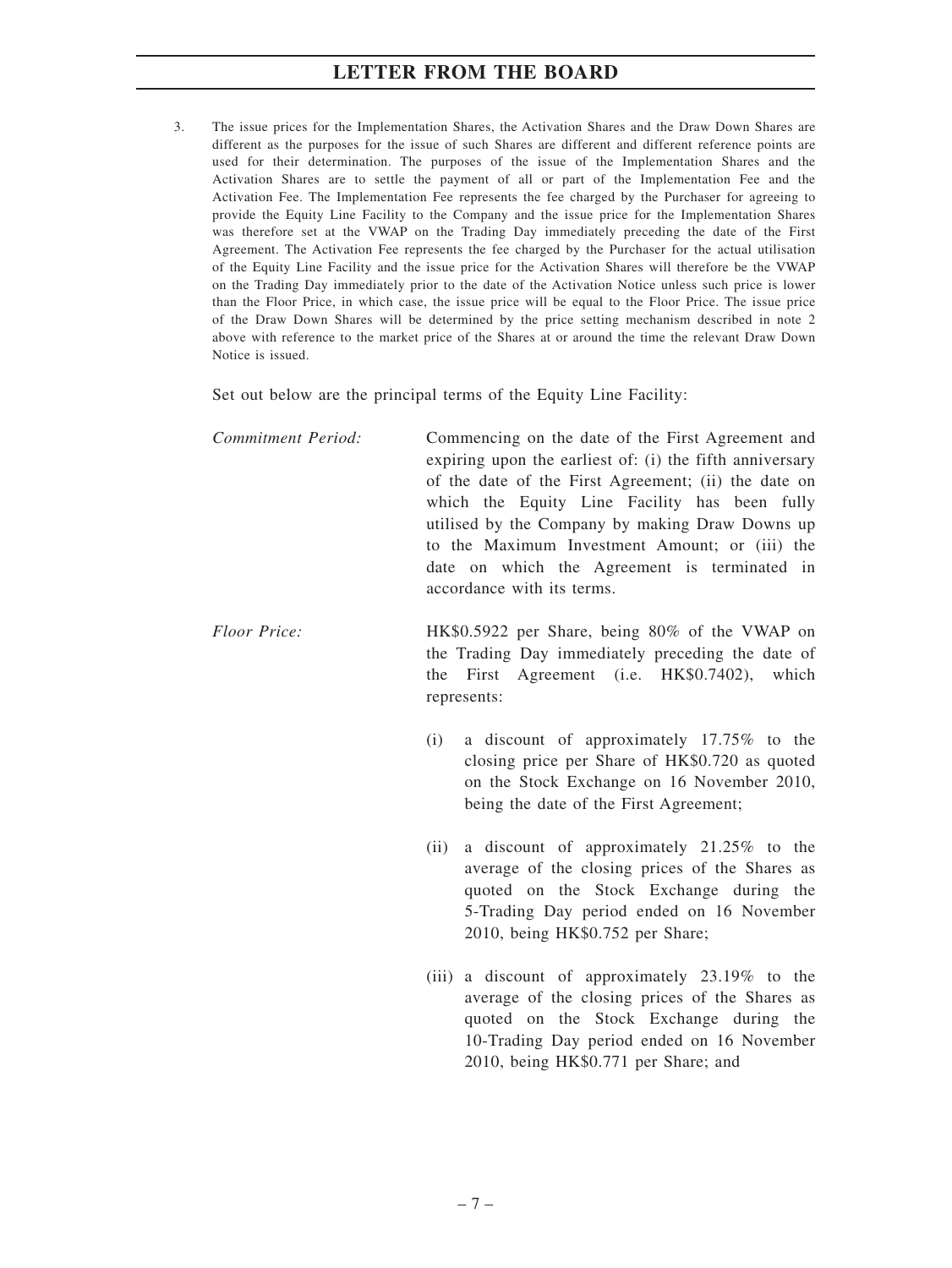3. The issue prices for the Implementation Shares, the Activation Shares and the Draw Down Shares are different as the purposes for the issue of such Shares are different and different reference points are used for their determination. The purposes of the issue of the Implementation Shares and the Activation Shares are to settle the payment of all or part of the Implementation Fee and the Activation Fee. The Implementation Fee represents the fee charged by the Purchaser for agreeing to provide the Equity Line Facility to the Company and the issue price for the Implementation Shares was therefore set at the VWAP on the Trading Day immediately preceding the date of the First Agreement. The Activation Fee represents the fee charged by the Purchaser for the actual utilisation of the Equity Line Facility and the issue price for the Activation Shares will therefore be the VWAP on the Trading Day immediately prior to the date of the Activation Notice unless such price is lower than the Floor Price, in which case, the issue price will be equal to the Floor Price. The issue price of the Draw Down Shares will be determined by the price setting mechanism described in note 2 above with reference to the market price of the Shares at or around the time the relevant Draw Down Notice is issued.

Set out below are the principal terms of the Equity Line Facility:

*Commitment Period:* Commencing on the date of the First Agreement and expiring upon the earliest of: (i) the fifth anniversary of the date of the First Agreement; (ii) the date on which the Equity Line Facility has been fully utilised by the Company by making Draw Downs up to the Maximum Investment Amount; or (iii) the date on which the Agreement is terminated in accordance with its terms.

*Floor Price:* HK$0.5922 per Share, being 80% of the VWAP on the Trading Day immediately preceding the date of the First Agreement (i.e. HK$0.7402), which represents:

(i) a discount of approximately 17.75% to the closing price per Share of HK$0.720 as quoted on the Stock Exchange on 16 November 2010, being the date of the First Agreement;

(ii) a discount of approximately 21.25% to the average of the closing prices of the Shares as quoted on the Stock Exchange during the 5-Trading Day period ended on 16 November 2010, being HK$0.752 per Share;

(iii) a discount of approximately 23.19% to the average of the closing prices of the Shares as quoted on the Stock Exchange during the 10-Trading Day period ended on 16 November 2010, being HK$0.771 per Share; and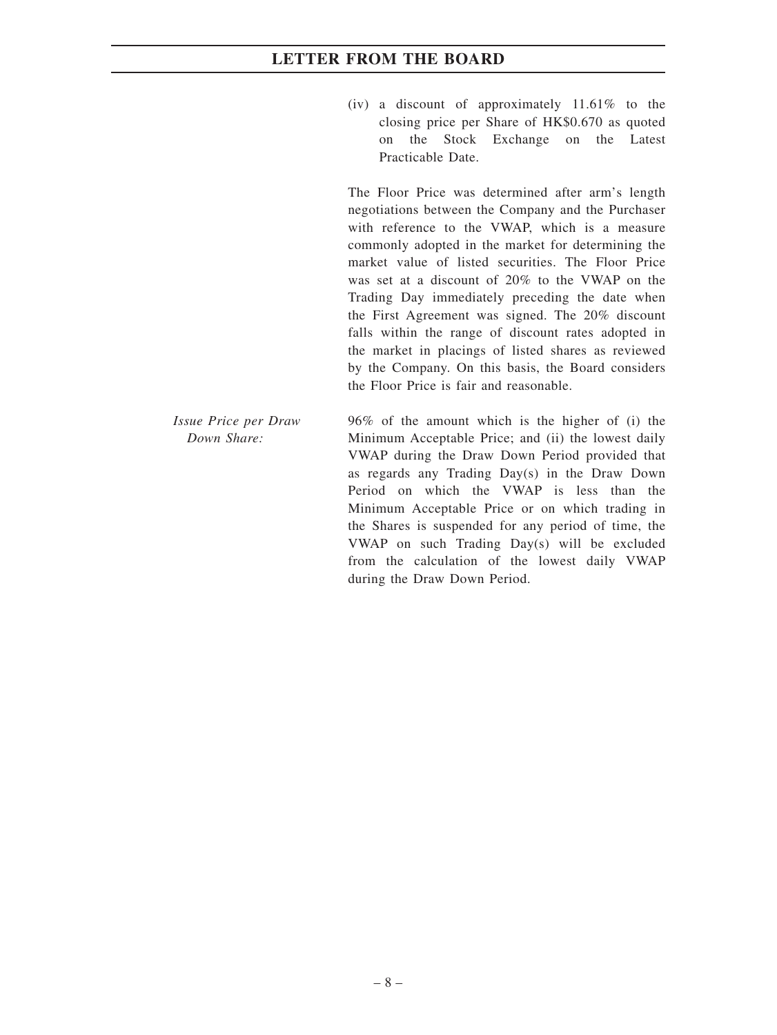(iv) a discount of approximately 11.61% to the closing price per Share of HK$0.670 as quoted on the Stock Exchange on the Latest Practicable Date.

The Floor Price was determined after arm's length negotiations between the Company and the Purchaser with reference to the VWAP, which is a measure commonly adopted in the market for determining the market value of listed securities. The Floor Price was set at a discount of 20% to the VWAP on the Trading Day immediately preceding the date when the First Agreement was signed. The 20% discount falls within the range of discount rates adopted in the market in placings of listed shares as reviewed by the Company. On this basis, the Board considers the Floor Price is fair and reasonable.

*Issue Price per Draw Down Share:*

96% of the amount which is the higher of (i) the Minimum Acceptable Price; and (ii) the lowest daily VWAP during the Draw Down Period provided that as regards any Trading Day(s) in the Draw Down Period on which the VWAP is less than the Minimum Acceptable Price or on which trading in the Shares is suspended for any period of time, the VWAP on such Trading Day(s) will be excluded from the calculation of the lowest daily VWAP during the Draw Down Period.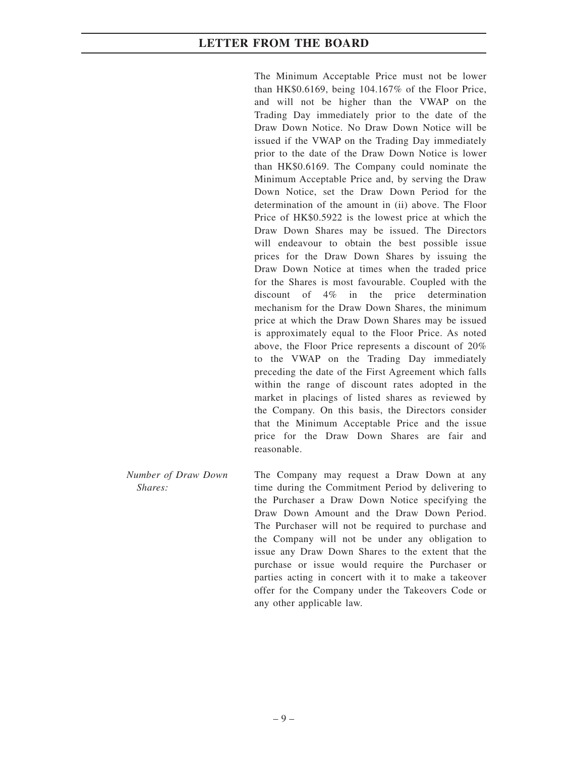The Minimum Acceptable Price must not be lower than HK$0.6169, being 104.167% of the Floor Price, and will not be higher than the VWAP on the Trading Day immediately prior to the date of the Draw Down Notice. No Draw Down Notice will be issued if the VWAP on the Trading Day immediately prior to the date of the Draw Down Notice is lower than HK$0.6169. The Company could nominate the Minimum Acceptable Price and, by serving the Draw Down Notice, set the Draw Down Period for the determination of the amount in (ii) above. The Floor Price of HK$0.5922 is the lowest price at which the Draw Down Shares may be issued. The Directors will endeavour to obtain the best possible issue prices for the Draw Down Shares by issuing the Draw Down Notice at times when the traded price for the Shares is most favourable. Coupled with the discount of 4% in the price determination mechanism for the Draw Down Shares, the minimum price at which the Draw Down Shares may be issued is approximately equal to the Floor Price. As noted above, the Floor Price represents a discount of 20% to the VWAP on the Trading Day immediately preceding the date of the First Agreement which falls within the range of discount rates adopted in the market in placings of listed shares as reviewed by the Company. On this basis, the Directors consider that the Minimum Acceptable Price and the issue price for the Draw Down Shares are fair and reasonable.

*Number of Draw Down Shares:* The Company may request a Draw Down at any time during the Commitment Period by delivering to the Purchaser a Draw Down Notice specifying the Draw Down Amount and the Draw Down Period. The Purchaser will not be required to purchase and the Company will not be under any obligation to issue any Draw Down Shares to the extent that the purchase or issue would require the Purchaser or parties acting in concert with it to make a takeover offer for the Company under the Takeovers Code or any other applicable law.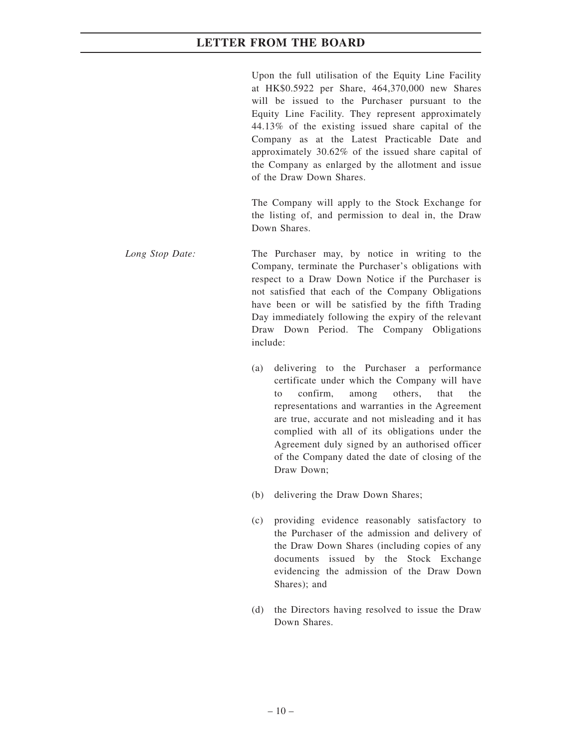Upon the full utilisation of the Equity Line Facility at HK$0.5922 per Share, 464,370,000 new Shares will be issued to the Purchaser pursuant to the Equity Line Facility. They represent approximately 44.13% of the existing issued share capital of the Company as at the Latest Practicable Date and approximately 30.62% of the issued share capital of the Company as enlarged by the allotment and issue of the Draw Down Shares.

The Company will apply to the Stock Exchange for the listing of, and permission to deal in, the Draw Down Shares.

*Long Stop Date:* The Purchaser may, by notice in writing to the Company, terminate the Purchaser's obligations with respect to a Draw Down Notice if the Purchaser is not satisfied that each of the Company Obligations have been or will be satisfied by the fifth Trading Day immediately following the expiry of the relevant Draw Down Period. The Company Obligations include:

(a) delivering to the Purchaser a performance certificate under which the Company will have to confirm, among others, that the representations and warranties in the Agreement are true, accurate and not misleading and it has complied with all of its obligations under the Agreement duly signed by an authorised officer of the Company dated the date of closing of the Draw Down;

(b) delivering the Draw Down Shares;

(c) providing evidence reasonably satisfactory to the Purchaser of the admission and delivery of the Draw Down Shares (including copies of any documents issued by the Stock Exchange evidencing the admission of the Draw Down Shares); and

(d) the Directors having resolved to issue the Draw Down Shares.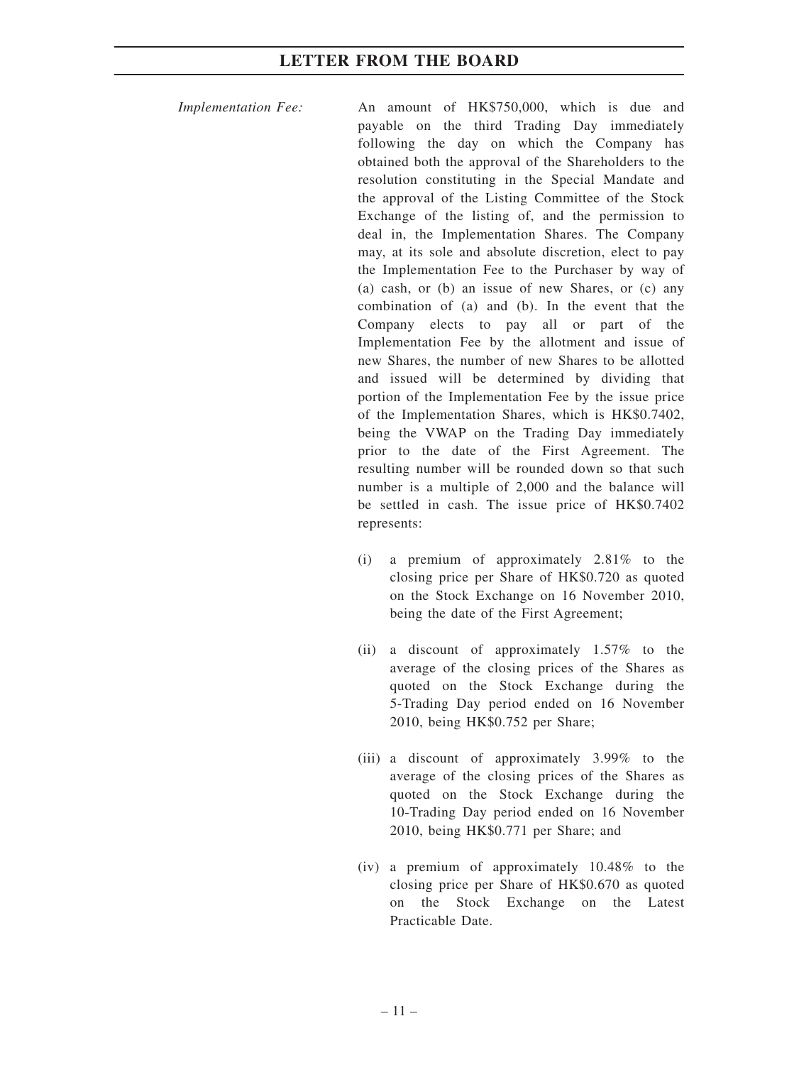*Implementation Fee:* An amount of HK$750,000, which is due and payable on the third Trading Day immediately following the day on which the Company has obtained both the approval of the Shareholders to the resolution constituting in the Special Mandate and the approval of the Listing Committee of the Stock Exchange of the listing of, and the permission to deal in, the Implementation Shares. The Company may, at its sole and absolute discretion, elect to pay the Implementation Fee to the Purchaser by way of (a) cash, or (b) an issue of new Shares, or (c) any combination of (a) and (b). In the event that the Company elects to pay all or part of the Implementation Fee by the allotment and issue of new Shares, the number of new Shares to be allotted and issued will be determined by dividing that portion of the Implementation Fee by the issue price of the Implementation Shares, which is HK$0.7402, being the VWAP on the Trading Day immediately prior to the date of the First Agreement. The resulting number will be rounded down so that such number is a multiple of 2,000 and the balance will be settled in cash. The issue price of HK$0.7402 represents:

(i) a premium of approximately 2.81% to the closing price per Share of HK$0.720 as quoted on the Stock Exchange on 16 November 2010, being the date of the First Agreement;

(ii) a discount of approximately 1.57% to the average of the closing prices of the Shares as quoted on the Stock Exchange during the 5-Trading Day period ended on 16 November 2010, being HK$0.752 per Share;

(iii) a discount of approximately 3.99% to the average of the closing prices of the Shares as quoted on the Stock Exchange during the 10-Trading Day period ended on 16 November 2010, being HK$0.771 per Share; and

(iv) a premium of approximately 10.48% to the closing price per Share of HK$0.670 as quoted on the Stock Exchange on the Latest Practicable Date.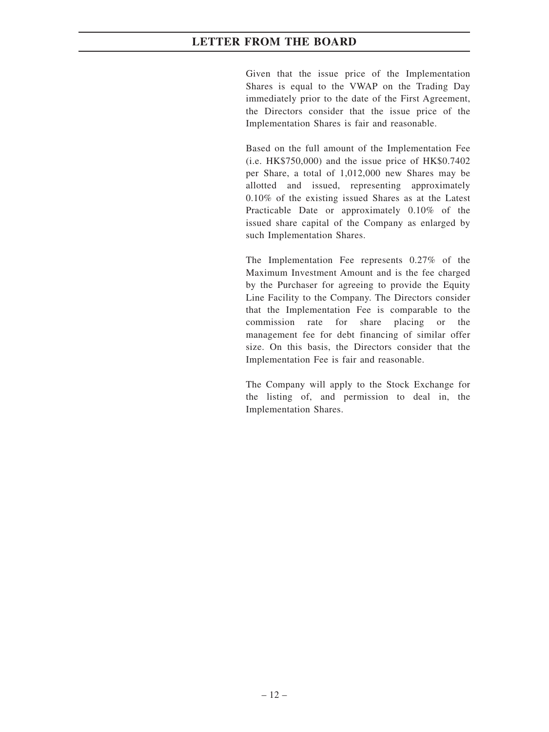Given that the issue price of the Implementation Shares is equal to the VWAP on the Trading Day immediately prior to the date of the First Agreement, the Directors consider that the issue price of the Implementation Shares is fair and reasonable.

Based on the full amount of the Implementation Fee (i.e. HK$750,000) and the issue price of HK$0.7402 per Share, a total of 1,012,000 new Shares may be allotted and issued, representing approximately 0.10% of the existing issued Shares as at the Latest Practicable Date or approximately 0.10% of the issued share capital of the Company as enlarged by such Implementation Shares.

The Implementation Fee represents 0.27% of the Maximum Investment Amount and is the fee charged by the Purchaser for agreeing to provide the Equity Line Facility to the Company. The Directors consider that the Implementation Fee is comparable to the commission rate for share placing or the management fee for debt financing of similar offer size. On this basis, the Directors consider that the Implementation Fee is fair and reasonable.

The Company will apply to the Stock Exchange for the listing of, and permission to deal in, the Implementation Shares.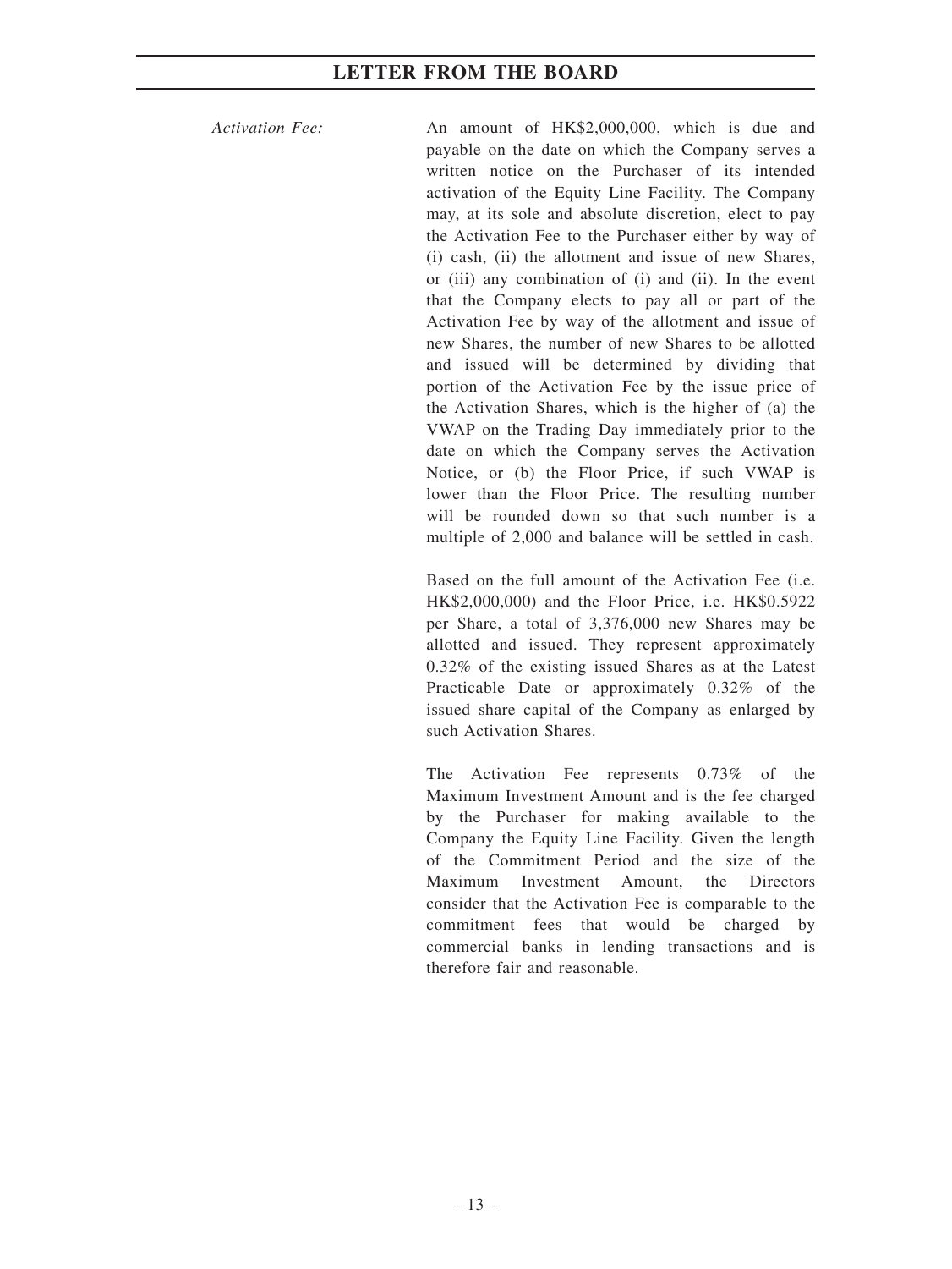*Activation Fee:*

An amount of HK$2,000,000, which is due and payable on the date on which the Company serves a written notice on the Purchaser of its intended activation of the Equity Line Facility. The Company may, at its sole and absolute discretion, elect to pay the Activation Fee to the Purchaser either by way of (i) cash, (ii) the allotment and issue of new Shares, or (iii) any combination of (i) and (ii). In the event that the Company elects to pay all or part of the Activation Fee by way of the allotment and issue of new Shares, the number of new Shares to be allotted and issued will be determined by dividing that portion of the Activation Fee by the issue price of the Activation Shares, which is the higher of (a) the VWAP on the Trading Day immediately prior to the date on which the Company serves the Activation Notice, or (b) the Floor Price, if such VWAP is lower than the Floor Price. The resulting number will be rounded down so that such number is a multiple of 2,000 and balance will be settled in cash.

Based on the full amount of the Activation Fee (i.e. HK$2,000,000) and the Floor Price, i.e. HK$0.5922 per Share, a total of 3,376,000 new Shares may be allotted and issued. They represent approximately 0.32% of the existing issued Shares as at the Latest Practicable Date or approximately 0.32% of the issued share capital of the Company as enlarged by such Activation Shares.

The Activation Fee represents 0.73% of the Maximum Investment Amount and is the fee charged by the Purchaser for making available to the Company the Equity Line Facility. Given the length of the Commitment Period and the size of the Maximum Investment Amount, the Directors consider that the Activation Fee is comparable to the commitment fees that would be charged by commercial banks in lending transactions and is therefore fair and reasonable.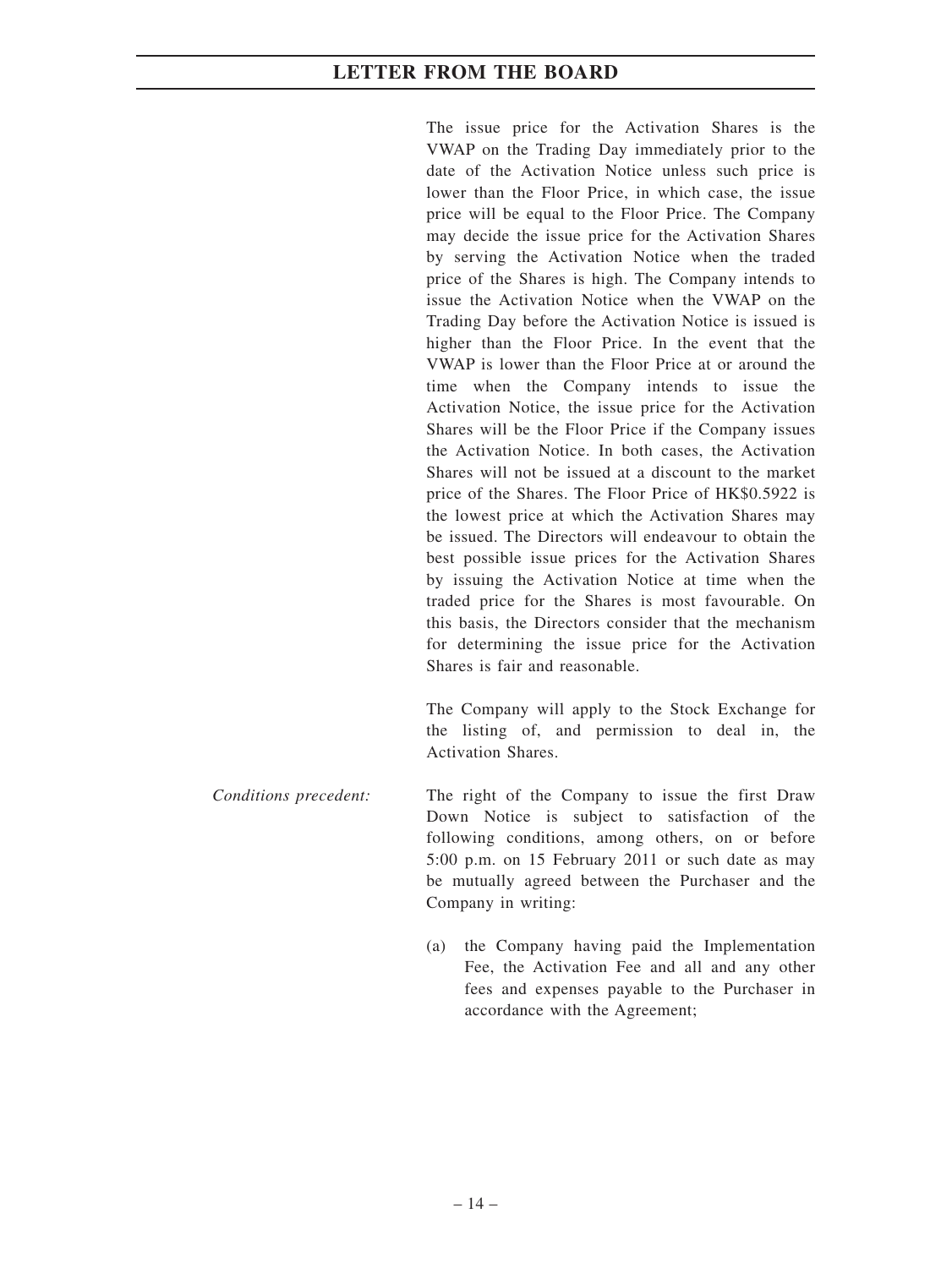The issue price for the Activation Shares is the VWAP on the Trading Day immediately prior to the date of the Activation Notice unless such price is lower than the Floor Price, in which case, the issue price will be equal to the Floor Price. The Company may decide the issue price for the Activation Shares by serving the Activation Notice when the traded price of the Shares is high. The Company intends to issue the Activation Notice when the VWAP on the Trading Day before the Activation Notice is issued is higher than the Floor Price. In the event that the VWAP is lower than the Floor Price at or around the time when the Company intends to issue the Activation Notice, the issue price for the Activation Shares will be the Floor Price if the Company issues the Activation Notice. In both cases, the Activation Shares will not be issued at a discount to the market price of the Shares. The Floor Price of HK$0.5922 is the lowest price at which the Activation Shares may be issued. The Directors will endeavour to obtain the best possible issue prices for the Activation Shares by issuing the Activation Notice at time when the traded price for the Shares is most favourable. On this basis, the Directors consider that the mechanism for determining the issue price for the Activation Shares is fair and reasonable.

The Company will apply to the Stock Exchange for the listing of, and permission to deal in, the Activation Shares.

*Conditions precedent:* The right of the Company to issue the first Draw Down Notice is subject to satisfaction of the following conditions, among others, on or before 5:00 p.m. on 15 February 2011 or such date as may be mutually agreed between the Purchaser and the Company in writing:

(a) the Company having paid the Implementation Fee, the Activation Fee and all and any other fees and expenses payable to the Purchaser in accordance with the Agreement;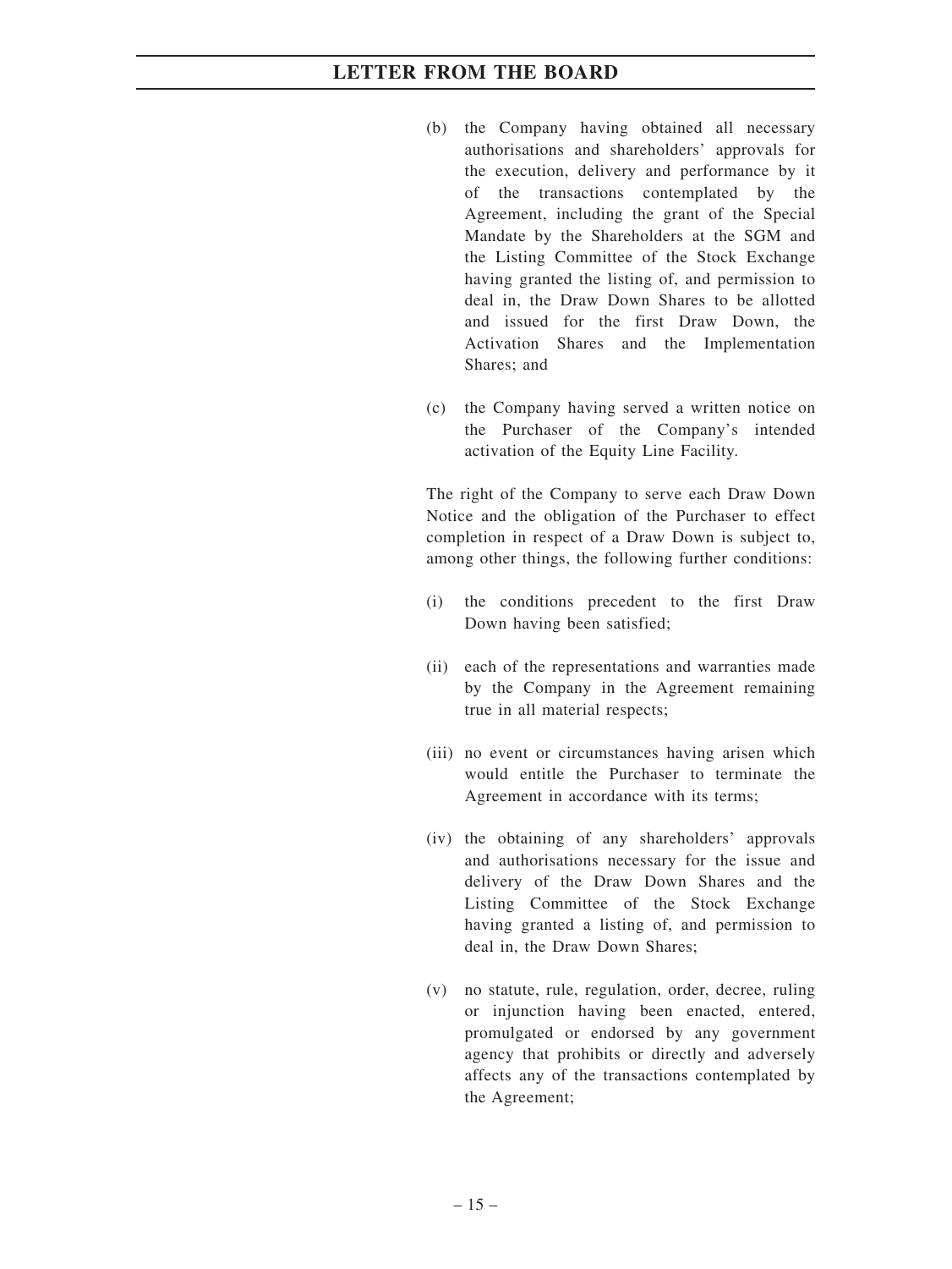(b) the Company having obtained all necessary authorisations and shareholders' approvals for the execution, delivery and performance by it of the transactions contemplated by the Agreement, including the grant of the Special Mandate by the Shareholders at the SGM and the Listing Committee of the Stock Exchange having granted the listing of, and permission to deal in, the Draw Down Shares to be allotted and issued for the first Draw Down, the Activation Shares and the Implementation Shares; and

(c) the Company having served a written notice on the Purchaser of the Company's intended activation of the Equity Line Facility.

The right of the Company to serve each Draw Down Notice and the obligation of the Purchaser to effect completion in respect of a Draw Down is subject to, among other things, the following further conditions:

(i) the conditions precedent to the first Draw Down having been satisfied;

(ii) each of the representations and warranties made by the Company in the Agreement remaining true in all material respects;

(iii) no event or circumstances having arisen which would entitle the Purchaser to terminate the Agreement in accordance with its terms;

(iv) the obtaining of any shareholders' approvals and authorisations necessary for the issue and delivery of the Draw Down Shares and the Listing Committee of the Stock Exchange having granted a listing of, and permission to deal in, the Draw Down Shares;

(v) no statute, rule, regulation, order, decree, ruling or injunction having been enacted, entered, promulgated or endorsed by any government agency that prohibits or directly and adversely affects any of the transactions contemplated by the Agreement;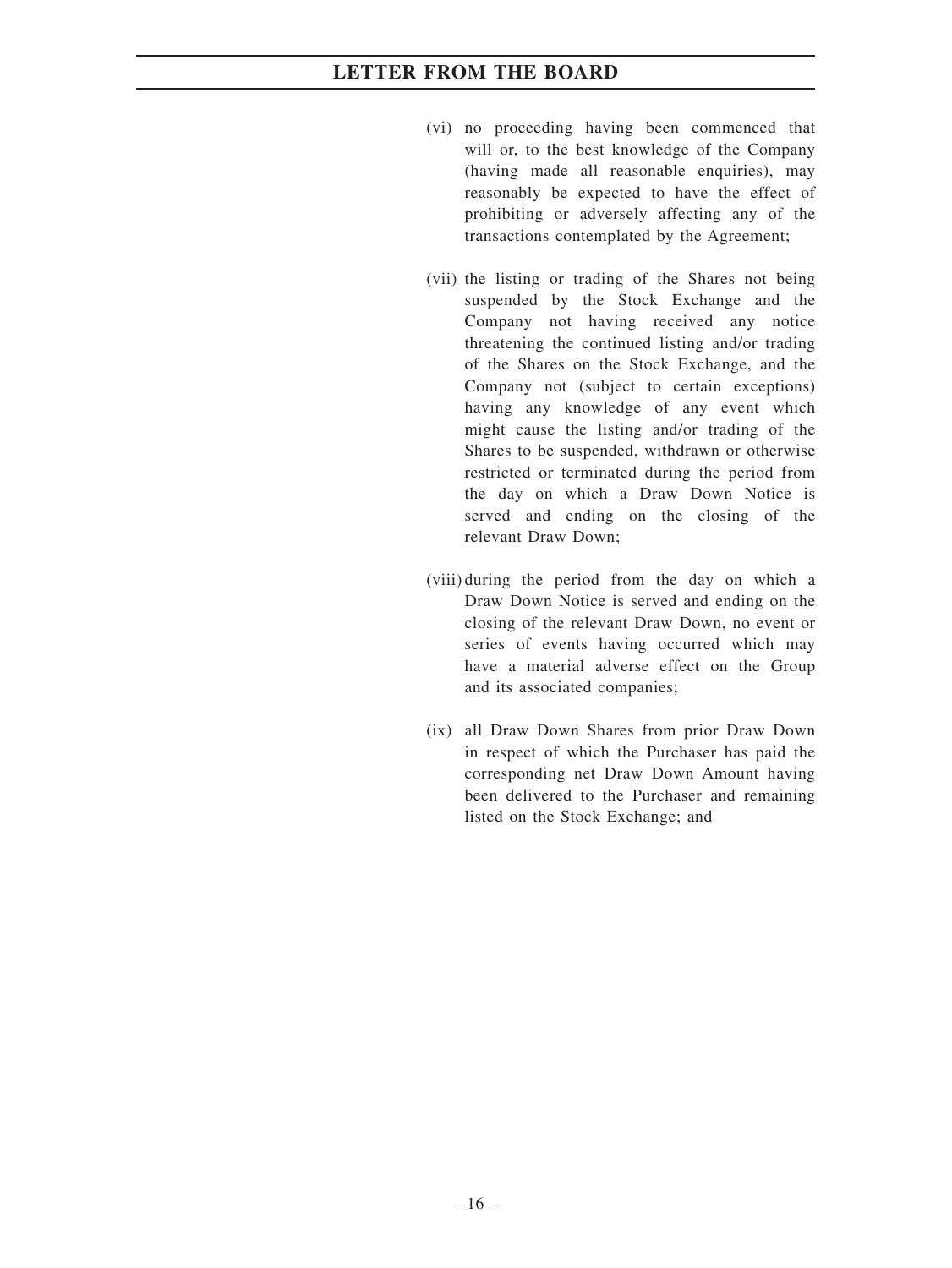(vi) no proceeding having been commenced that will or, to the best knowledge of the Company (having made all reasonable enquiries), may reasonably be expected to have the effect of prohibiting or adversely affecting any of the transactions contemplated by the Agreement;

(vii) the listing or trading of the Shares not being suspended by the Stock Exchange and the Company not having received any notice threatening the continued listing and/or trading of the Shares on the Stock Exchange, and the Company not (subject to certain exceptions) having any knowledge of any event which might cause the listing and/or trading of the Shares to be suspended, withdrawn or otherwise restricted or terminated during the period from the day on which a Draw Down Notice is served and ending on the closing of the relevant Draw Down;

(viii) during the period from the day on which a Draw Down Notice is served and ending on the closing of the relevant Draw Down, no event or series of events having occurred which may have a material adverse effect on the Group and its associated companies;

(ix) all Draw Down Shares from prior Draw Down in respect of which the Purchaser has paid the corresponding net Draw Down Amount having been delivered to the Purchaser and remaining listed on the Stock Exchange; and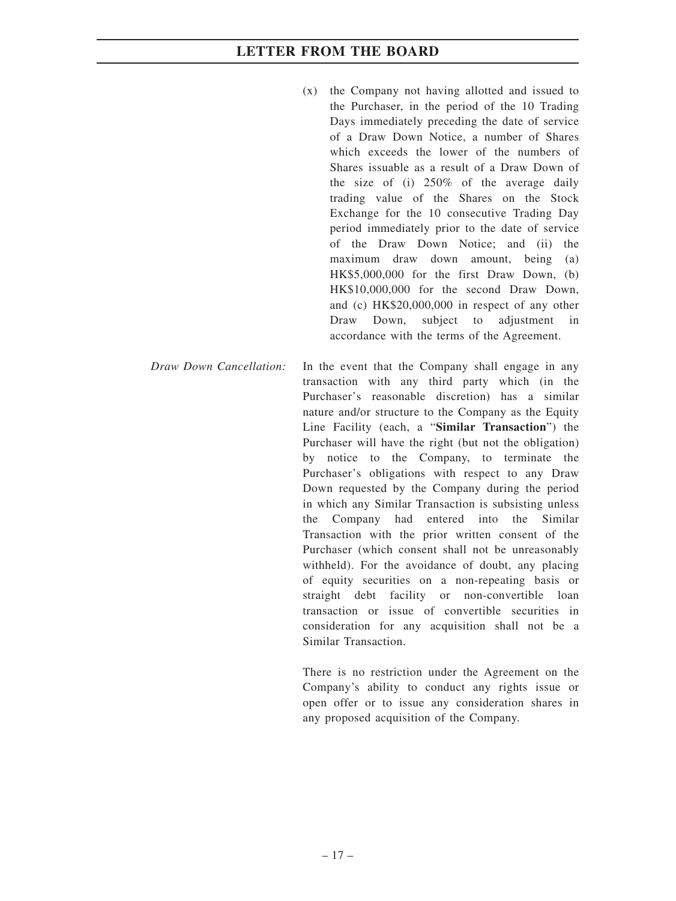(x) the Company not having allotted and issued to the Purchaser, in the period of the 10 Trading Days immediately preceding the date of service of a Draw Down Notice, a number of Shares which exceeds the lower of the numbers of Shares issuable as a result of a Draw Down of the size of (i) 250% of the average daily trading value of the Shares on the Stock Exchange for the 10 consecutive Trading Day period immediately prior to the date of service of the Draw Down Notice; and (ii) the maximum draw down amount, being (a) HK$5,000,000 for the first Draw Down, (b) HK$10,000,000 for the second Draw Down, and (c) HK$20,000,000 in respect of any other Draw Down, subject to adjustment in accordance with the terms of the Agreement.

*Draw Down Cancellation:* In the event that the Company shall engage in any transaction with any third party which (in the Purchaser's reasonable discretion) has a similar nature and/or structure to the Company as the Equity Line Facility (each, a "**Similar Transaction**") the Purchaser will have the right (but not the obligation) by notice to the Company, to terminate the Purchaser's obligations with respect to any Draw Down requested by the Company during the period in which any Similar Transaction is subsisting unless the Company had entered into the Similar Transaction with the prior written consent of the Purchaser (which consent shall not be unreasonably withheld). For the avoidance of doubt, any placing of equity securities on a non-repeating basis or straight debt facility or non-convertible loan transaction or issue of convertible securities in consideration for any acquisition shall not be a Similar Transaction.

There is no restriction under the Agreement on the Company's ability to conduct any rights issue or open offer or to issue any consideration shares in any proposed acquisition of the Company.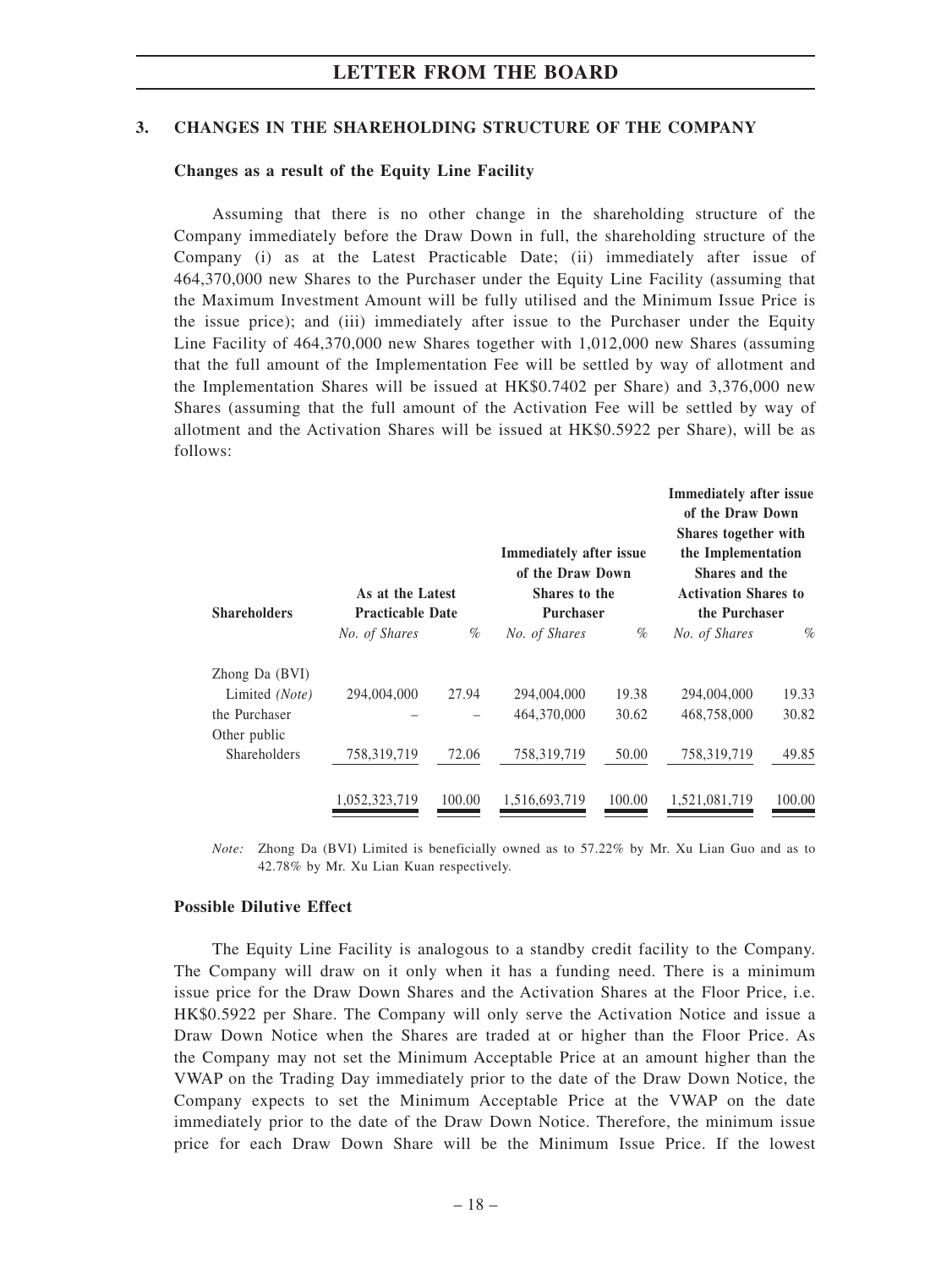## 3. CHANGES IN THE SHAREHOLDING STRUCTURE OF THE COMPANY

**Changes as a result of the Equity Line Facility**

Assuming that there is no other change in the shareholding structure of the Company immediately before the Draw Down in full, the shareholding structure of the Company (i) as at the Latest Practicable Date; (ii) immediately after issue of 464,370,000 new Shares to the Purchaser under the Equity Line Facility (assuming that the Maximum Investment Amount will be fully utilised and the Minimum Issue Price is the issue price); and (iii) immediately after issue to the Purchaser under the Equity Line Facility of 464,370,000 new Shares together with 1,012,000 new Shares (assuming that the full amount of the Implementation Fee will be settled by way of allotment and the Implementation Shares will be issued at HK$0.7402 per Share) and 3,376,000 new Shares (assuming that the full amount of the Activation Fee will be settled by way of allotment and the Activation Shares will be issued at HK$0.5922 per Share), will be as follows:

| Shareholders | As at the Latest Practicable Date | | Immediately after issue of the Draw Down Shares to the Purchaser | | Immediately after issue of the Draw Down Shares together with the Implementation Shares and the Activation Shares to the Purchaser | |
|---|---|---|---|---|---|---|
| | *No. of Shares* | *%* | *No. of Shares* | *%* | *No. of Shares* | *%* |
| Zhong Da (BVI) Limited *(Note)* | 294,004,000 | 27.94 | 294,004,000 | 19.38 | 294,004,000 | 19.33 |
| the Purchaser | – | – | 464,370,000 | 30.62 | 468,758,000 | 30.82 |
| Other public Shareholders | 758,319,719 | 72.06 | 758,319,719 | 50.00 | 758,319,719 | 49.85 |
| | 1,052,323,719 | 100.00 | 1,516,693,719 | 100.00 | 1,521,081,719 | 100.00 |

*Note:* Zhong Da (BVI) Limited is beneficially owned as to 57.22% by Mr. Xu Lian Guo and as to 42.78% by Mr. Xu Lian Kuan respectively.

**Possible Dilutive Effect**

The Equity Line Facility is analogous to a standby credit facility to the Company. The Company will draw on it only when it has a funding need. There is a minimum issue price for the Draw Down Shares and the Activation Shares at the Floor Price, i.e. HK$0.5922 per Share. The Company will only serve the Activation Notice and issue a Draw Down Notice when the Shares are traded at or higher than the Floor Price. As the Company may not set the Minimum Acceptable Price at an amount higher than the VWAP on the Trading Day immediately prior to the date of the Draw Down Notice, the Company expects to set the Minimum Acceptable Price at the VWAP on the date immediately prior to the date of the Draw Down Notice. Therefore, the minimum issue price for each Draw Down Share will be the Minimum Issue Price. If the lowest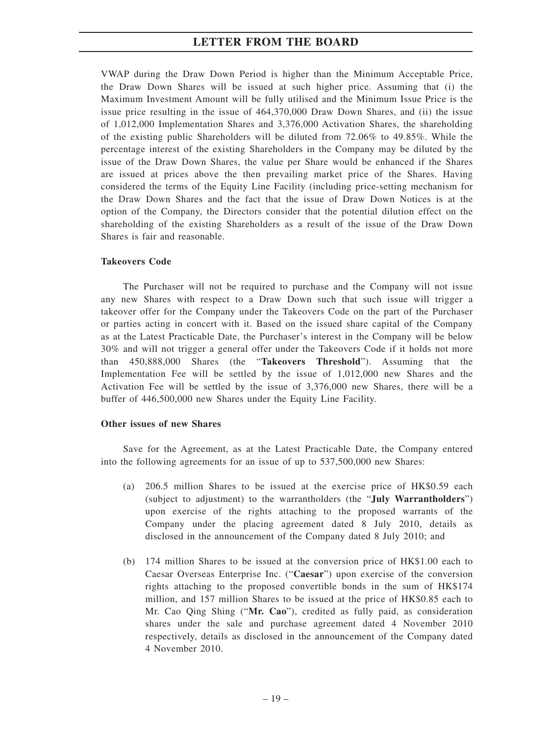VWAP during the Draw Down Period is higher than the Minimum Acceptable Price, the Draw Down Shares will be issued at such higher price. Assuming that (i) the Maximum Investment Amount will be fully utilised and the Minimum Issue Price is the issue price resulting in the issue of 464,370,000 Draw Down Shares, and (ii) the issue of 1,012,000 Implementation Shares and 3,376,000 Activation Shares, the shareholding of the existing public Shareholders will be diluted from 72.06% to 49.85%. While the percentage interest of the existing Shareholders in the Company may be diluted by the issue of the Draw Down Shares, the value per Share would be enhanced if the Shares are issued at prices above the then prevailing market price of the Shares. Having considered the terms of the Equity Line Facility (including price-setting mechanism for the Draw Down Shares and the fact that the issue of Draw Down Notices is at the option of the Company, the Directors consider that the potential dilution effect on the shareholding of the existing Shareholders as a result of the issue of the Draw Down Shares is fair and reasonable.

**Takeovers Code**

The Purchaser will not be required to purchase and the Company will not issue any new Shares with respect to a Draw Down such that such issue will trigger a takeover offer for the Company under the Takeovers Code on the part of the Purchaser or parties acting in concert with it. Based on the issued share capital of the Company as at the Latest Practicable Date, the Purchaser's interest in the Company will be below 30% and will not trigger a general offer under the Takeovers Code if it holds not more than 450,888,000 Shares (the "**Takeovers Threshold**"). Assuming that the Implementation Fee will be settled by the issue of 1,012,000 new Shares and the Activation Fee will be settled by the issue of 3,376,000 new Shares, there will be a buffer of 446,500,000 new Shares under the Equity Line Facility.

**Other issues of new Shares**

Save for the Agreement, as at the Latest Practicable Date, the Company entered into the following agreements for an issue of up to 537,500,000 new Shares:

(a) 206.5 million Shares to be issued at the exercise price of HK$0.59 each (subject to adjustment) to the warrantholders (the "**July Warrantholders**") upon exercise of the rights attaching to the proposed warrants of the Company under the placing agreement dated 8 July 2010, details as disclosed in the announcement of the Company dated 8 July 2010; and

(b) 174 million Shares to be issued at the conversion price of HK$1.00 each to Caesar Overseas Enterprise Inc. ("**Caesar**") upon exercise of the conversion rights attaching to the proposed convertible bonds in the sum of HK$174 million, and 157 million Shares to be issued at the price of HK$0.85 each to Mr. Cao Qing Shing ("**Mr. Cao**"), credited as fully paid, as consideration shares under the sale and purchase agreement dated 4 November 2010 respectively, details as disclosed in the announcement of the Company dated 4 November 2010.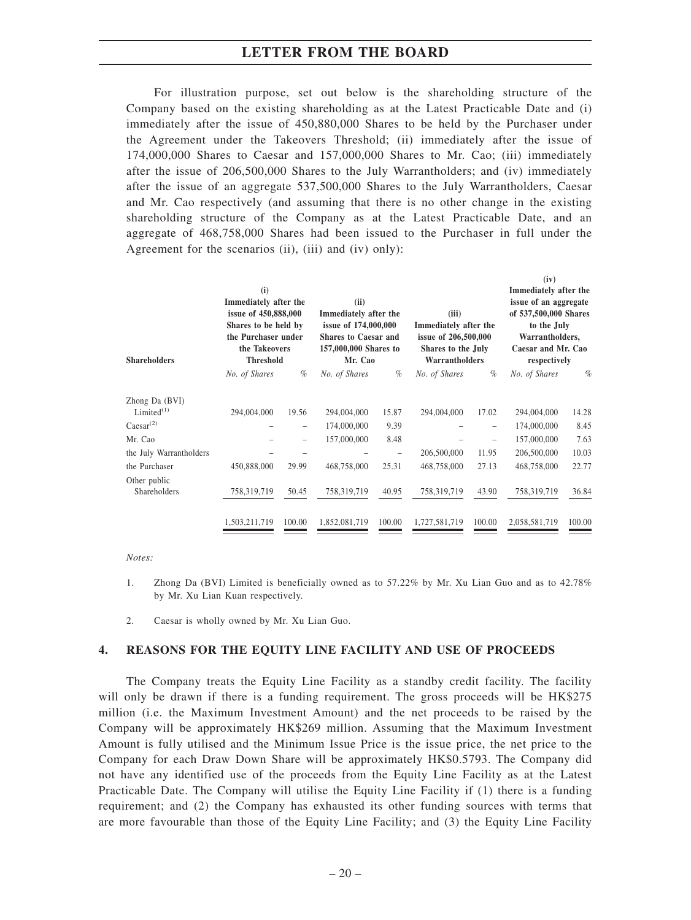For illustration purpose, set out below is the shareholding structure of the Company based on the existing shareholding as at the Latest Practicable Date and (i) immediately after the issue of 450,880,000 Shares to be held by the Purchaser under the Agreement under the Takeovers Threshold; (ii) immediately after the issue of 174,000,000 Shares to Caesar and 157,000,000 Shares to Mr. Cao; (iii) immediately after the issue of 206,500,000 Shares to the July Warrantholders; and (iv) immediately after the issue of an aggregate 537,500,000 Shares to the July Warrantholders, Caesar and Mr. Cao respectively (and assuming that there is no other change in the existing shareholding structure of the Company as at the Latest Practicable Date, and an aggregate of 468,758,000 Shares had been issued to the Purchaser in full under the Agreement for the scenarios (ii), (iii) and (iv) only):

| Shareholders | (i) Immediately after the issue of 450,888,000 Shares to be held by the Purchaser under the Takeovers Threshold | | (ii) Immediately after the issue of 174,000,000 Shares to Caesar and 157,000,000 Shares to Mr. Cao | | (iii) Immediately after the issue of 206,500,000 Shares to the July Warrantholders | | (iv) Immediately after the issue of an aggregate of 537,500,000 Shares to the July Warrantholders, Caesar and Mr. Cao respectively | |
|---|---|---|---|---|---|---|---|---|
| | *No. of Shares* | *%* | *No. of Shares* | *%* | *No. of Shares* | *%* | *No. of Shares* | *%* |
| Zhong Da (BVI) Limited[(1)] | 294,004,000 | 19.56 | 294,004,000 | 15.87 | 294,004,000 | 17.02 | 294,004,000 | 14.28 |
| Caesar[(2)] | – | – | 174,000,000 | 9.39 | – | – | 174,000,000 | 8.45 |
| Mr. Cao | – | – | 157,000,000 | 8.48 | – | – | 157,000,000 | 7.63 |
| the July Warrantholders | – | – | – | – | 206,500,000 | 11.95 | 206,500,000 | 10.03 |
| the Purchaser | 450,888,000 | 29.99 | 468,758,000 | 25.31 | 468,758,000 | 27.13 | 468,758,000 | 22.77 |
| Other public Shareholders | 758,319,719 | 50.45 | 758,319,719 | 40.95 | 758,319,719 | 43.90 | 758,319,719 | 36.84 |
| | 1,503,211,719 | 100.00 | 1,852,081,719 | 100.00 | 1,727,581,719 | 100.00 | 2,058,581,719 | 100.00 |

*Notes:*

1. Zhong Da (BVI) Limited is beneficially owned as to 57.22% by Mr. Xu Lian Guo and as to 42.78% by Mr. Xu Lian Kuan respectively.

2. Caesar is wholly owned by Mr. Xu Lian Guo.

## 4. REASONS FOR THE EQUITY LINE FACILITY AND USE OF PROCEEDS

The Company treats the Equity Line Facility as a standby credit facility. The facility will only be drawn if there is a funding requirement. The gross proceeds will be HK$275 million (i.e. the Maximum Investment Amount) and the net proceeds to be raised by the Company will be approximately HK$269 million. Assuming that the Maximum Investment Amount is fully utilised and the Minimum Issue Price is the issue price, the net price to the Company for each Draw Down Share will be approximately HK$0.5793. The Company did not have any identified use of the proceeds from the Equity Line Facility as at the Latest Practicable Date. The Company will utilise the Equity Line Facility if (1) there is a funding requirement; and (2) the Company has exhausted its other funding sources with terms that are more favourable than those of the Equity Line Facility; and (3) the Equity Line Facility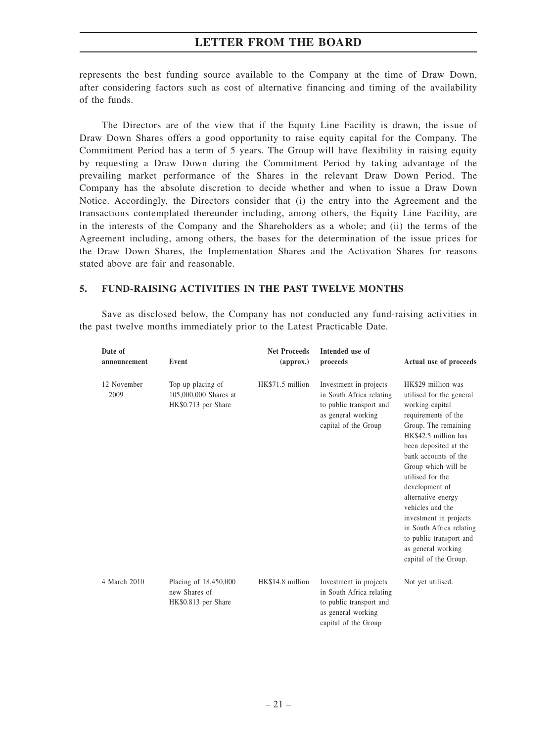represents the best funding source available to the Company at the time of Draw Down, after considering factors such as cost of alternative financing and timing of the availability of the funds.

The Directors are of the view that if the Equity Line Facility is drawn, the issue of Draw Down Shares offers a good opportunity to raise equity capital for the Company. The Commitment Period has a term of 5 years. The Group will have flexibility in raising equity by requesting a Draw Down during the Commitment Period by taking advantage of the prevailing market performance of the Shares in the relevant Draw Down Period. The Company has the absolute discretion to decide whether and when to issue a Draw Down Notice. Accordingly, the Directors consider that (i) the entry into the Agreement and the transactions contemplated thereunder including, among others, the Equity Line Facility, are in the interests of the Company and the Shareholders as a whole; and (ii) the terms of the Agreement including, among others, the bases for the determination of the issue prices for the Draw Down Shares, the Implementation Shares and the Activation Shares for reasons stated above are fair and reasonable.

## 5. FUND-RAISING ACTIVITIES IN THE PAST TWELVE MONTHS

Save as disclosed below, the Company has not conducted any fund-raising activities in the past twelve months immediately prior to the Latest Practicable Date.

| Date of announcement | Event | Net Proceeds (approx.) | Intended use of proceeds | Actual use of proceeds |
|---|---|---|---|---|
| 12 November 2009 | Top up placing of 105,000,000 Shares at HK$0.713 per Share | HK$71.5 million | Investment in projects in South Africa relating to public transport and as general working capital of the Group | HK$29 million was utilised for the general working capital requirements of the Group. The remaining HK$42.5 million has been deposited at the bank accounts of the Group which will be utilised for the development of alternative energy vehicles and the investment in projects in South Africa relating to public transport and as general working capital of the Group. |
| 4 March 2010 | Placing of 18,450,000 new Shares of HK$0.813 per Share | HK$14.8 million | Investment in projects in South Africa relating to public transport and as general working capital of the Group | Not yet utilised. |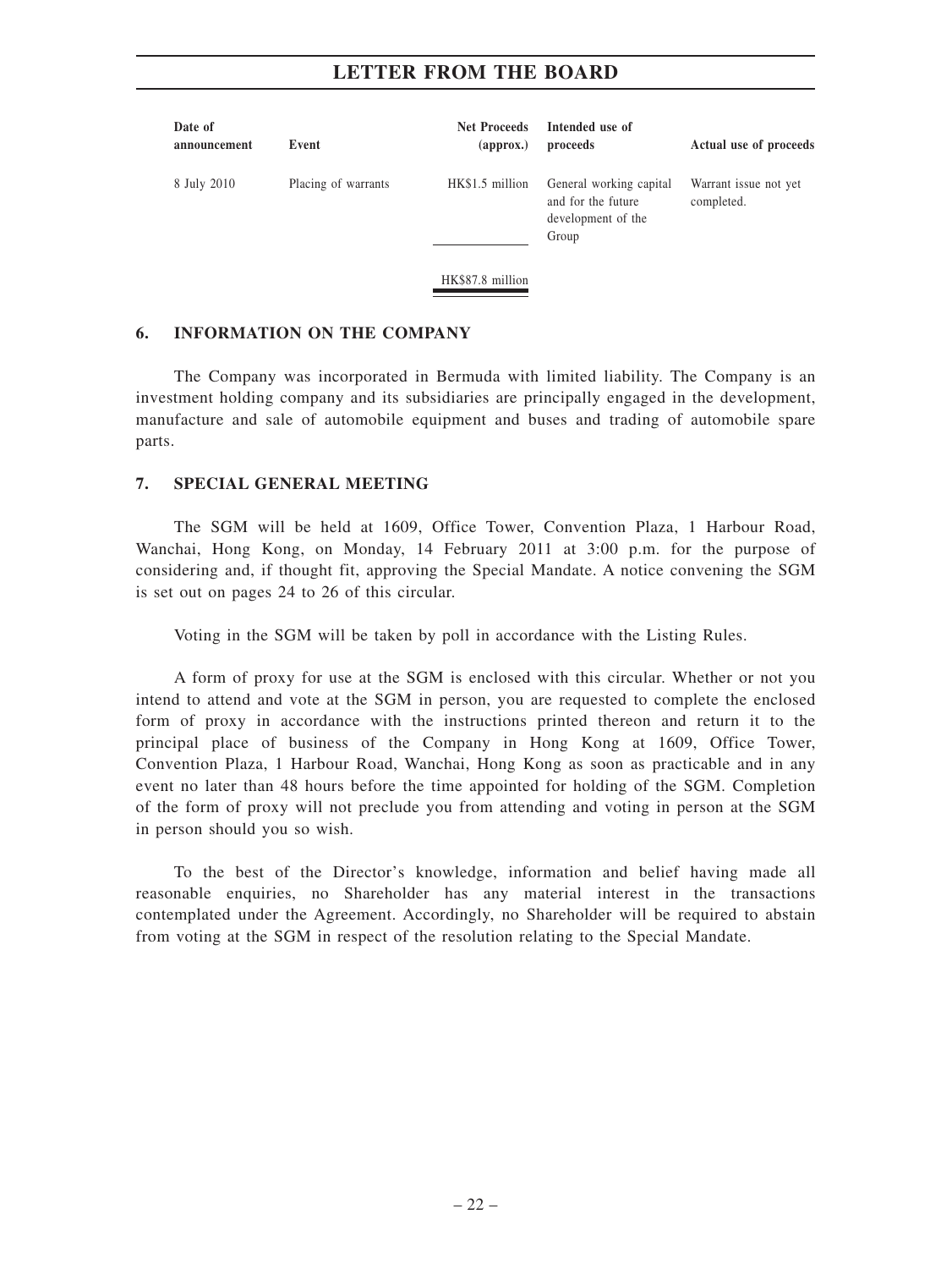| Date of announcement | Event | Net Proceeds (approx.) | Intended use of proceeds | Actual use of proceeds |
|---|---|---|---|---|
| 8 July 2010 | Placing of warrants | HK$1.5 million | General working capital and for the future development of the Group | Warrant issue not yet completed. |
| | | HK$87.8 million | | |

## 6. INFORMATION ON THE COMPANY

The Company was incorporated in Bermuda with limited liability. The Company is an investment holding company and its subsidiaries are principally engaged in the development, manufacture and sale of automobile equipment and buses and trading of automobile spare parts.

## 7. SPECIAL GENERAL MEETING

The SGM will be held at 1609, Office Tower, Convention Plaza, 1 Harbour Road, Wanchai, Hong Kong, on Monday, 14 February 2011 at 3:00 p.m. for the purpose of considering and, if thought fit, approving the Special Mandate. A notice convening the SGM is set out on pages 24 to 26 of this circular.

Voting in the SGM will be taken by poll in accordance with the Listing Rules.

A form of proxy for use at the SGM is enclosed with this circular. Whether or not you intend to attend and vote at the SGM in person, you are requested to complete the enclosed form of proxy in accordance with the instructions printed thereon and return it to the principal place of business of the Company in Hong Kong at 1609, Office Tower, Convention Plaza, 1 Harbour Road, Wanchai, Hong Kong as soon as practicable and in any event no later than 48 hours before the time appointed for holding of the SGM. Completion of the form of proxy will not preclude you from attending and voting in person at the SGM in person should you so wish.

To the best of the Director's knowledge, information and belief having made all reasonable enquiries, no Shareholder has any material interest in the transactions contemplated under the Agreement. Accordingly, no Shareholder will be required to abstain from voting at the SGM in respect of the resolution relating to the Special Mandate.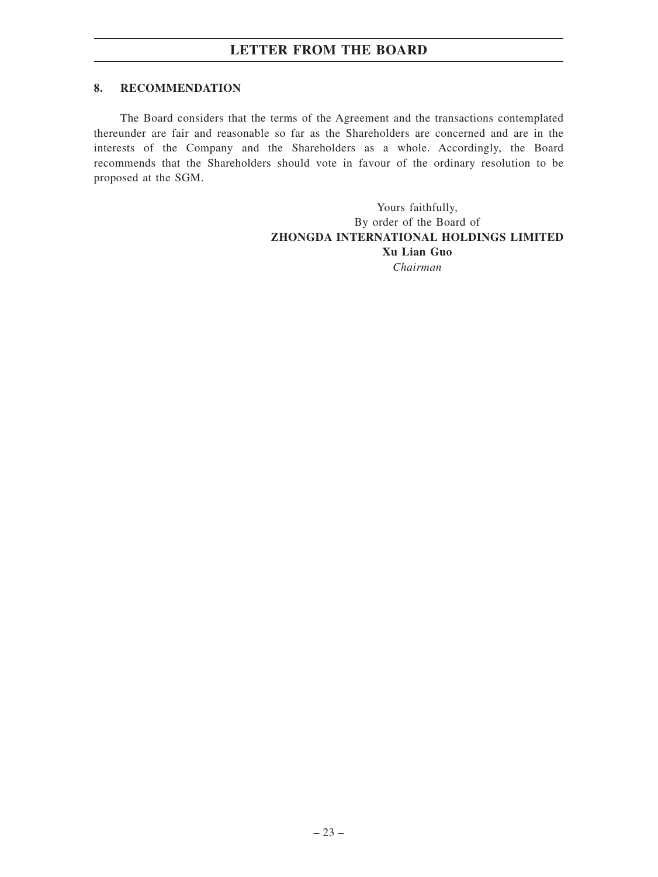## 8. RECOMMENDATION

The Board considers that the terms of the Agreement and the transactions contemplated thereunder are fair and reasonable so far as the Shareholders are concerned and are in the interests of the Company and the Shareholders as a whole. Accordingly, the Board recommends that the Shareholders should vote in favour of the ordinary resolution to be proposed at the SGM.

Yours faithfully,
By order of the Board of
**ZHONGDA INTERNATIONAL HOLDINGS LIMITED**
**Xu Lian Guo**
*Chairman*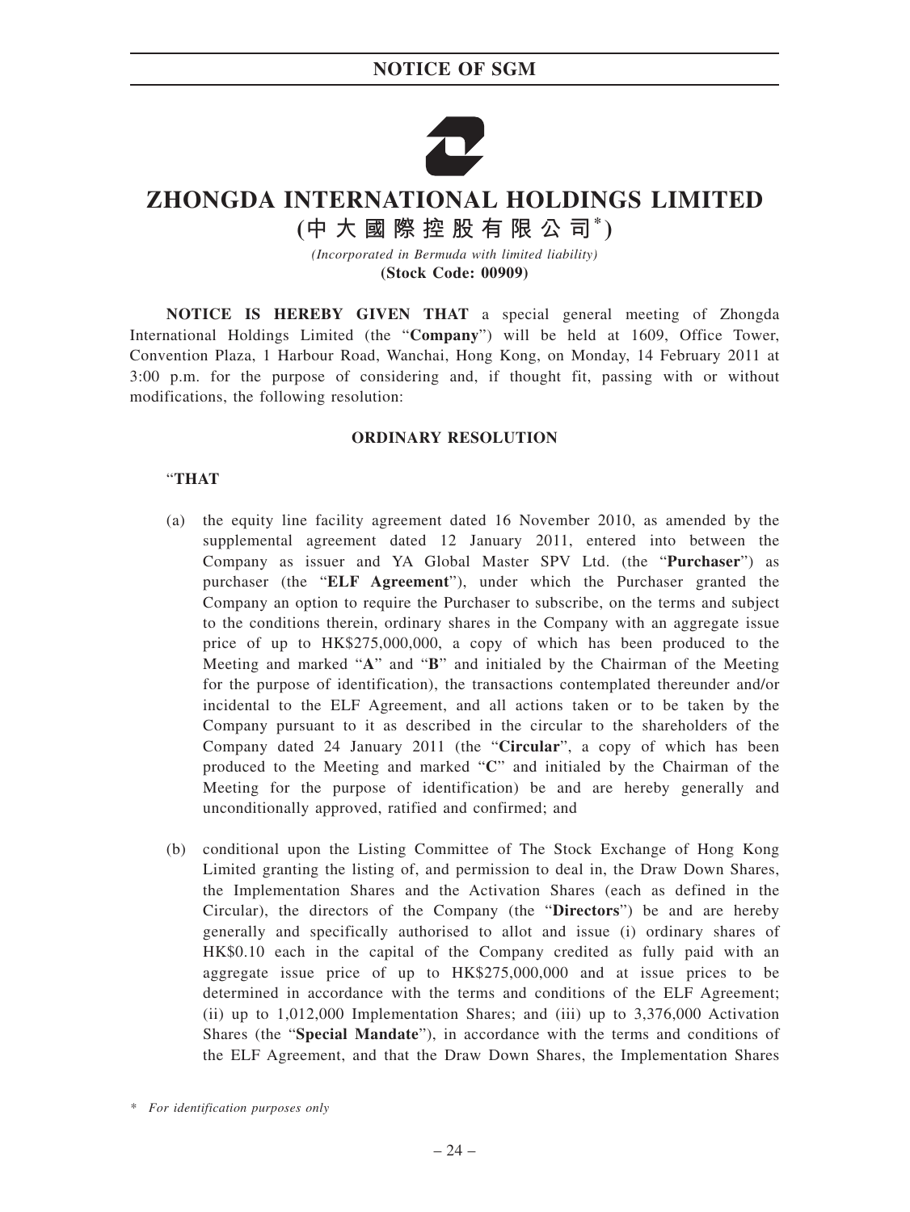# ZHONGDA INTERNATIONAL HOLDINGS LIMITED

## (中大國際控股有限公司*)

*(Incorporated in Bermuda with limited liability)*

**(Stock Code: 00909)**

**NOTICE IS HEREBY GIVEN THAT** a special general meeting of Zhongda International Holdings Limited (the "**Company**") will be held at 1609, Office Tower, Convention Plaza, 1 Harbour Road, Wanchai, Hong Kong, on Monday, 14 February 2011 at 3:00 p.m. for the purpose of considering and, if thought fit, passing with or without modifications, the following resolution:

**ORDINARY RESOLUTION**

"**THAT**

(a) the equity line facility agreement dated 16 November 2010, as amended by the supplemental agreement dated 12 January 2011, entered into between the Company as issuer and YA Global Master SPV Ltd. (the "**Purchaser**") as purchaser (the "**ELF Agreement**"), under which the Purchaser granted the Company an option to require the Purchaser to subscribe, on the terms and subject to the conditions therein, ordinary shares in the Company with an aggregate issue price of up to HK$275,000,000, a copy of which has been produced to the Meeting and marked "**A**" and "**B**" and initialed by the Chairman of the Meeting for the purpose of identification), the transactions contemplated thereunder and/or incidental to the ELF Agreement, and all actions taken or to be taken by the Company pursuant to it as described in the circular to the shareholders of the Company dated 24 January 2011 (the "**Circular**", a copy of which has been produced to the Meeting and marked "**C**" and initialed by the Chairman of the Meeting for the purpose of identification) be and are hereby generally and unconditionally approved, ratified and confirmed; and

(b) conditional upon the Listing Committee of The Stock Exchange of Hong Kong Limited granting the listing of, and permission to deal in, the Draw Down Shares, the Implementation Shares and the Activation Shares (each as defined in the Circular), the directors of the Company (the "**Directors**") be and are hereby generally and specifically authorised to allot and issue (i) ordinary shares of HK$0.10 each in the capital of the Company credited as fully paid with an aggregate issue price of up to HK$275,000,000 and at issue prices to be determined in accordance with the terms and conditions of the ELF Agreement; (ii) up to 1,012,000 Implementation Shares; and (iii) up to 3,376,000 Activation Shares (the "**Special Mandate**"), in accordance with the terms and conditions of the ELF Agreement, and that the Draw Down Shares, the Implementation Shares

\* *For identification purposes only*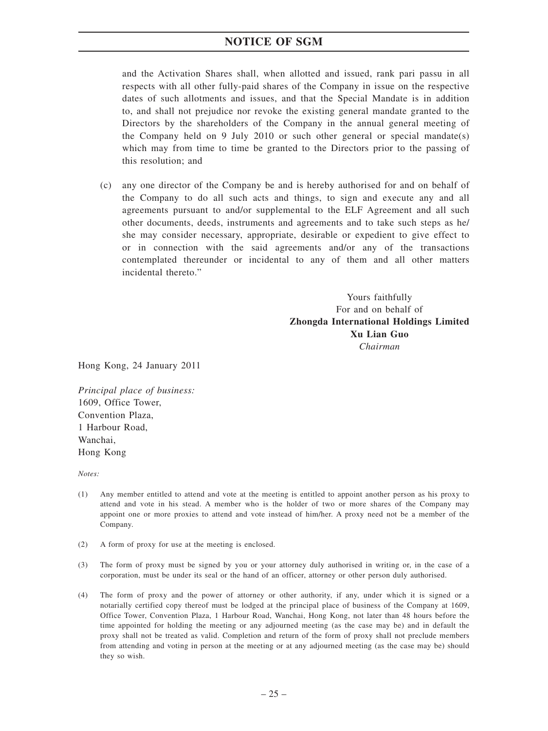and the Activation Shares shall, when allotted and issued, rank pari passu in all respects with all other fully-paid shares of the Company in issue on the respective dates of such allotments and issues, and that the Special Mandate is in addition to, and shall not prejudice nor revoke the existing general mandate granted to the Directors by the shareholders of the Company in the annual general meeting of the Company held on 9 July 2010 or such other general or special mandate(s) which may from time to time be granted to the Directors prior to the passing of this resolution; and

(c) any one director of the Company be and is hereby authorised for and on behalf of the Company to do all such acts and things, to sign and execute any and all agreements pursuant to and/or supplemental to the ELF Agreement and all such other documents, deeds, instruments and agreements and to take such steps as he/she may consider necessary, appropriate, desirable or expedient to give effect to or in connection with the said agreements and/or any of the transactions contemplated thereunder or incidental to any of them and all other matters incidental thereto."

Yours faithfully
For and on behalf of
**Zhongda International Holdings Limited**
**Xu Lian Guo**
*Chairman*

Hong Kong, 24 January 2011

*Principal place of business:*
1609, Office Tower,
Convention Plaza,
1 Harbour Road,
Wanchai,
Hong Kong

*Notes:*

(1) Any member entitled to attend and vote at the meeting is entitled to appoint another person as his proxy to attend and vote in his stead. A member who is the holder of two or more shares of the Company may appoint one or more proxies to attend and vote instead of him/her. A proxy need not be a member of the Company.

(2) A form of proxy for use at the meeting is enclosed.

(3) The form of proxy must be signed by you or your attorney duly authorised in writing or, in the case of a corporation, must be under its seal or the hand of an officer, attorney or other person duly authorised.

(4) The form of proxy and the power of attorney or other authority, if any, under which it is signed or a notarially certified copy thereof must be lodged at the principal place of business of the Company at 1609, Office Tower, Convention Plaza, 1 Harbour Road, Wanchai, Hong Kong, not later than 48 hours before the time appointed for holding the meeting or any adjourned meeting (as the case may be) and in default the proxy shall not be treated as valid. Completion and return of the form of proxy shall not preclude members from attending and voting in person at the meeting or at any adjourned meeting (as the case may be) should they so wish.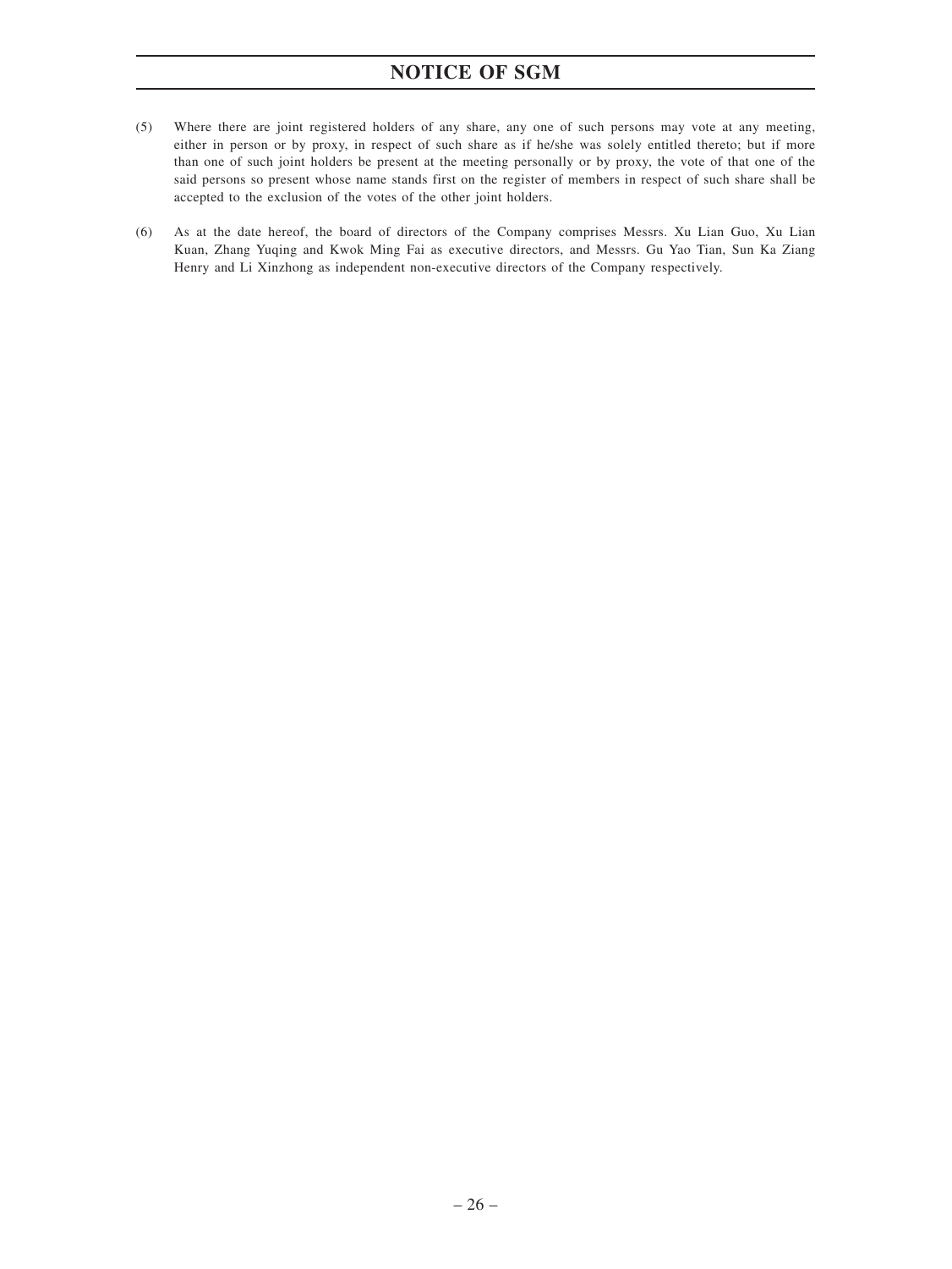(5) Where there are joint registered holders of any share, any one of such persons may vote at any meeting, either in person or by proxy, in respect of such share as if he/she was solely entitled thereto; but if more than one of such joint holders be present at the meeting personally or by proxy, the vote of that one of the said persons so present whose name stands first on the register of members in respect of such share shall be accepted to the exclusion of the votes of the other joint holders.

(6) As at the date hereof, the board of directors of the Company comprises Messrs. Xu Lian Guo, Xu Lian Kuan, Zhang Yuqing and Kwok Ming Fai as executive directors, and Messrs. Gu Yao Tian, Sun Ka Ziang Henry and Li Xinzhong as independent non-executive directors of the Company respectively.